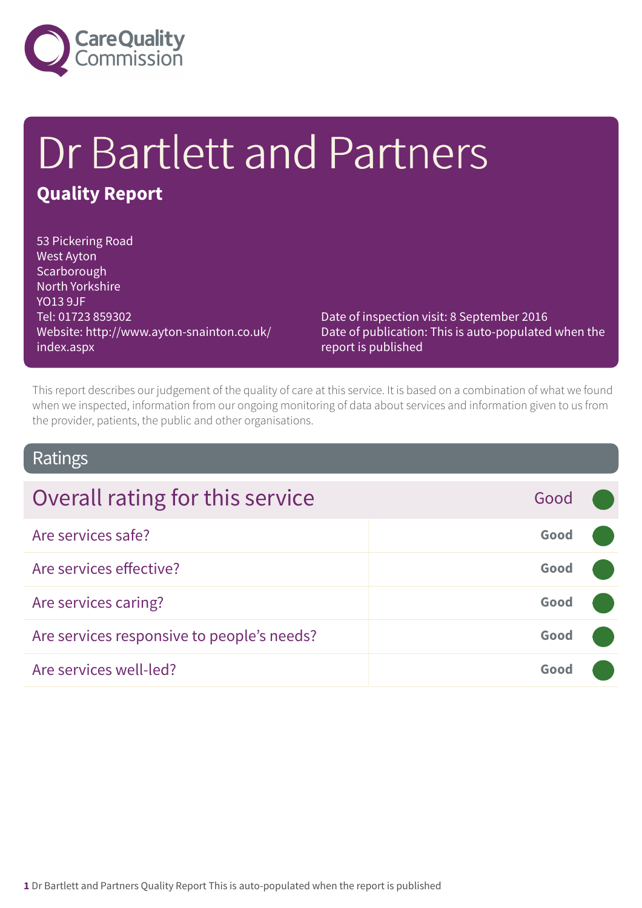# Dr Bartlett and Partners

## Quality Report

53 Pickering Road
West Ayton
Scarborough
North Yorkshire
YO13 9JF
Tel: 01723 859302
Website: http://www.ayton-snainton.co.uk/index.aspx

Date of inspection visit: 8 September 2016
Date of publication: This is auto-populated when the report is published

This report describes our judgement of the quality of care at this service. It is based on a combination of what we found when we inspected, information from our ongoing monitoring of data about services and information given to us from the provider, patients, the public and other organisations.

## Ratings

| Overall rating for this service | Good |
|---|---|
| Are services safe? | Good |
| Are services effective? | Good |
| Are services caring? | Good |
| Are services responsive to people's needs? | Good |
| Are services well-led? | Good |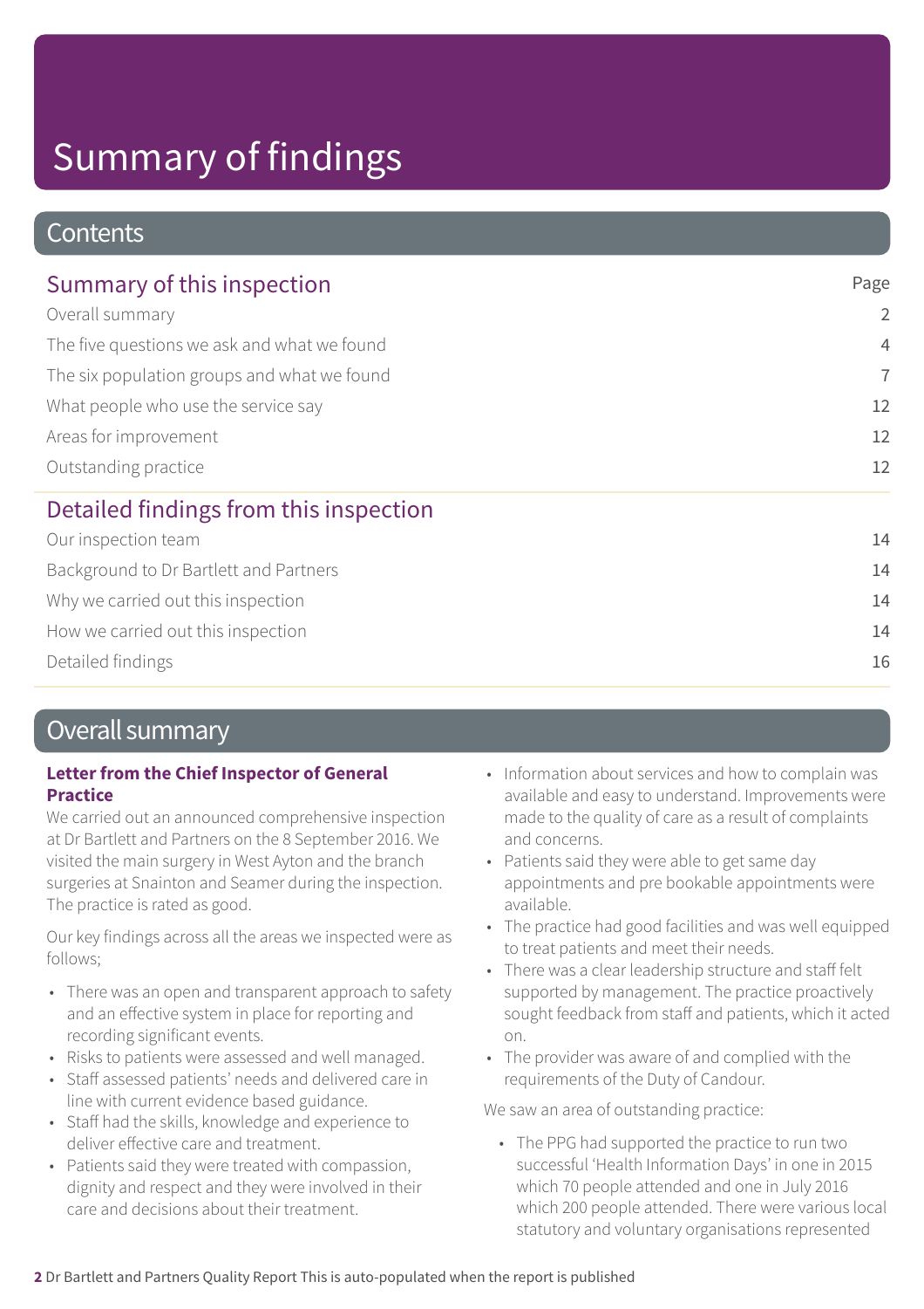# Summary of findings

## Contents

| Summary of this inspection | Page |
| --- | --- |
| Overall summary | 2 |
| The five questions we ask and what we found | 4 |
| The six population groups and what we found | 7 |
| What people who use the service say | 12 |
| Areas for improvement | 12 |
| Outstanding practice | 12 |
| **Detailed findings from this inspection** | |
| Our inspection team | 14 |
| Background to Dr Bartlett and Partners | 14 |
| Why we carried out this inspection | 14 |
| How we carried out this inspection | 14 |
| Detailed findings | 16 |

## Overall summary

**Letter from the Chief Inspector of General Practice**

We carried out an announced comprehensive inspection at Dr Bartlett and Partners on the 8 September 2016. We visited the main surgery in West Ayton and the branch surgeries at Snainton and Seamer during the inspection. The practice is rated as good.

Our key findings across all the areas we inspected were as follows;

- There was an open and transparent approach to safety and an effective system in place for reporting and recording significant events.
- Risks to patients were assessed and well managed.
- Staff assessed patients' needs and delivered care in line with current evidence based guidance.
- Staff had the skills, knowledge and experience to deliver effective care and treatment.
- Patients said they were treated with compassion, dignity and respect and they were involved in their care and decisions about their treatment.
- Information about services and how to complain was available and easy to understand. Improvements were made to the quality of care as a result of complaints and concerns.
- Patients said they were able to get same day appointments and pre bookable appointments were available.
- The practice had good facilities and was well equipped to treat patients and meet their needs.
- There was a clear leadership structure and staff felt supported by management. The practice proactively sought feedback from staff and patients, which it acted on.
- The provider was aware of and complied with the requirements of the Duty of Candour.

We saw an area of outstanding practice:

- The PPG had supported the practice to run two successful 'Health Information Days' in one in 2015 which 70 people attended and one in July 2016 which 200 people attended. There were various local statutory and voluntary organisations represented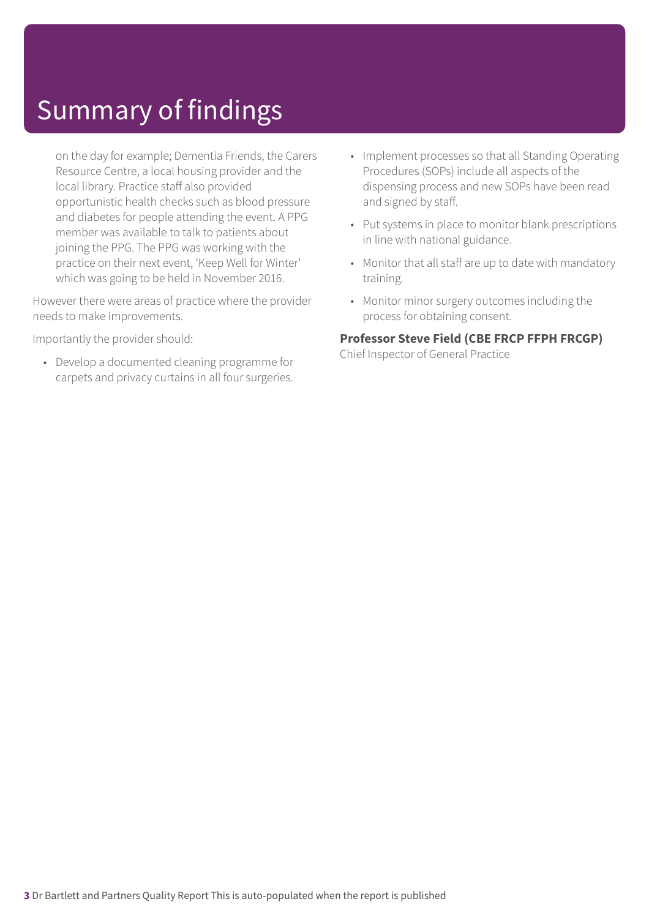# Summary of findings

on the day for example; Dementia Friends, the Carers Resource Centre, a local housing provider and the local library. Practice staff also provided opportunistic health checks such as blood pressure and diabetes for people attending the event. A PPG member was available to talk to patients about joining the PPG. The PPG was working with the practice on their next event, 'Keep Well for Winter' which was going to be held in November 2016.

However there were areas of practice where the provider needs to make improvements.

Importantly the provider should:

- Develop a documented cleaning programme for carpets and privacy curtains in all four surgeries.
- Implement processes so that all Standing Operating Procedures (SOPs) include all aspects of the dispensing process and new SOPs have been read and signed by staff.
- Put systems in place to monitor blank prescriptions in line with national guidance.
- Monitor that all staff are up to date with mandatory training.
- Monitor minor surgery outcomes including the process for obtaining consent.

**Professor Steve Field (CBE FRCP FFPH FRCGP)**
Chief Inspector of General Practice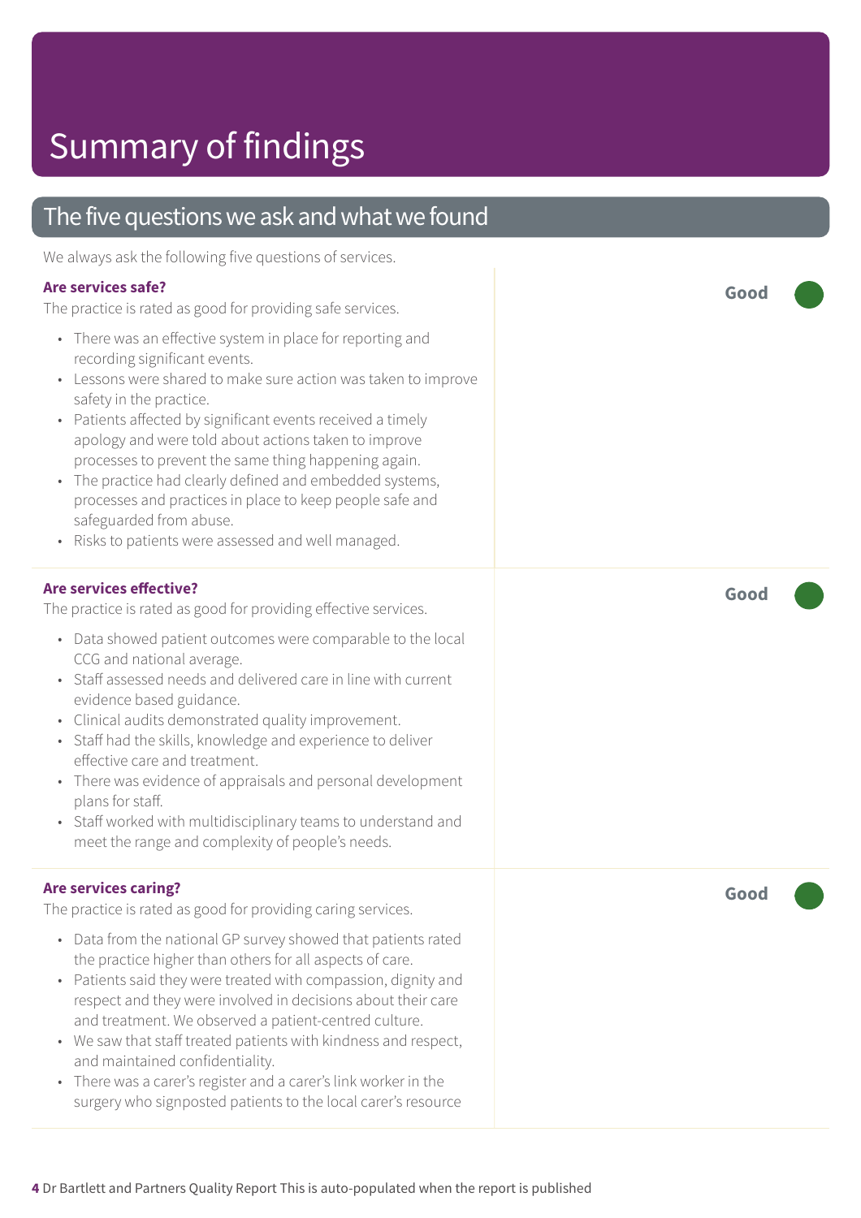# Summary of findings

## The five questions we ask and what we found

We always ask the following five questions of services.

### Are services safe?

**Good**

The practice is rated as good for providing safe services.

- There was an effective system in place for reporting and recording significant events.
- Lessons were shared to make sure action was taken to improve safety in the practice.
- Patients affected by significant events received a timely apology and were told about actions taken to improve processes to prevent the same thing happening again.
- The practice had clearly defined and embedded systems, processes and practices in place to keep people safe and safeguarded from abuse.
- Risks to patients were assessed and well managed.

### Are services effective?

**Good**

The practice is rated as good for providing effective services.

- Data showed patient outcomes were comparable to the local CCG and national average.
- Staff assessed needs and delivered care in line with current evidence based guidance.
- Clinical audits demonstrated quality improvement.
- Staff had the skills, knowledge and experience to deliver effective care and treatment.
- There was evidence of appraisals and personal development plans for staff.
- Staff worked with multidisciplinary teams to understand and meet the range and complexity of people's needs.

### Are services caring?

**Good**

The practice is rated as good for providing caring services.

- Data from the national GP survey showed that patients rated the practice higher than others for all aspects of care.
- Patients said they were treated with compassion, dignity and respect and they were involved in decisions about their care and treatment. We observed a patient-centred culture.
- We saw that staff treated patients with kindness and respect, and maintained confidentiality.
- There was a carer's register and a carer's link worker in the surgery who signposted patients to the local carer's resource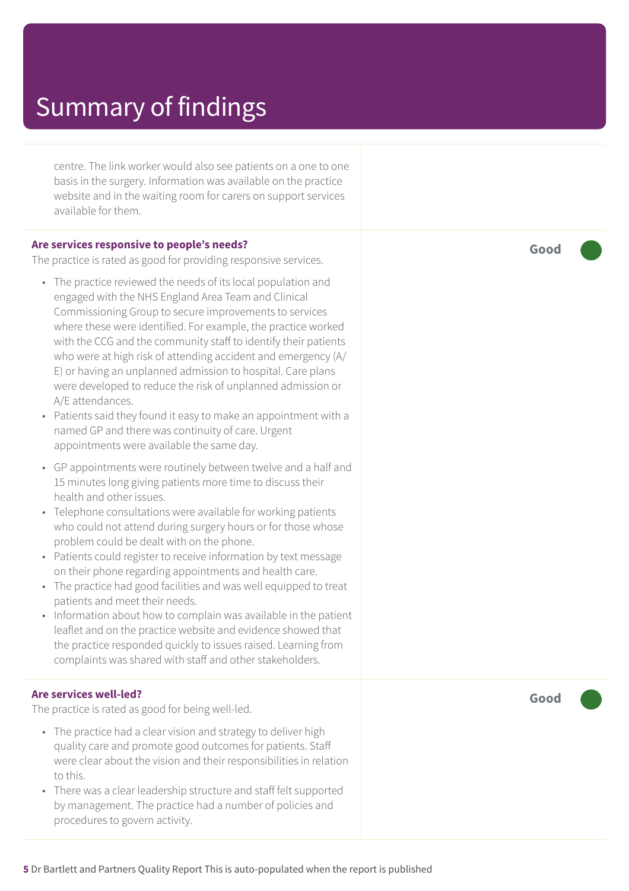# Summary of findings

centre. The link worker would also see patients on a one to one basis in the surgery. Information was available on the practice website and in the waiting room for carers on support services available for them.

**Are services responsive to people's needs?**

The practice is rated as good for providing responsive services.

**Good**

- The practice reviewed the needs of its local population and engaged with the NHS England Area Team and Clinical Commissioning Group to secure improvements to services where these were identified. For example, the practice worked with the CCG and the community staff to identify their patients who were at high risk of attending accident and emergency (A/E) or having an unplanned admission to hospital. Care plans were developed to reduce the risk of unplanned admission or A/E attendances.
- Patients said they found it easy to make an appointment with a named GP and there was continuity of care. Urgent appointments were available the same day.
- GP appointments were routinely between twelve and a half and 15 minutes long giving patients more time to discuss their health and other issues.
- Telephone consultations were available for working patients who could not attend during surgery hours or for those whose problem could be dealt with on the phone.
- Patients could register to receive information by text message on their phone regarding appointments and health care.
- The practice had good facilities and was well equipped to treat patients and meet their needs.
- Information about how to complain was available in the patient leaflet and on the practice website and evidence showed that the practice responded quickly to issues raised. Learning from complaints was shared with staff and other stakeholders.

**Are services well-led?**

The practice is rated as good for being well-led.

**Good**

- The practice had a clear vision and strategy to deliver high quality care and promote good outcomes for patients. Staff were clear about the vision and their responsibilities in relation to this.
- There was a clear leadership structure and staff felt supported by management. The practice had a number of policies and procedures to govern activity.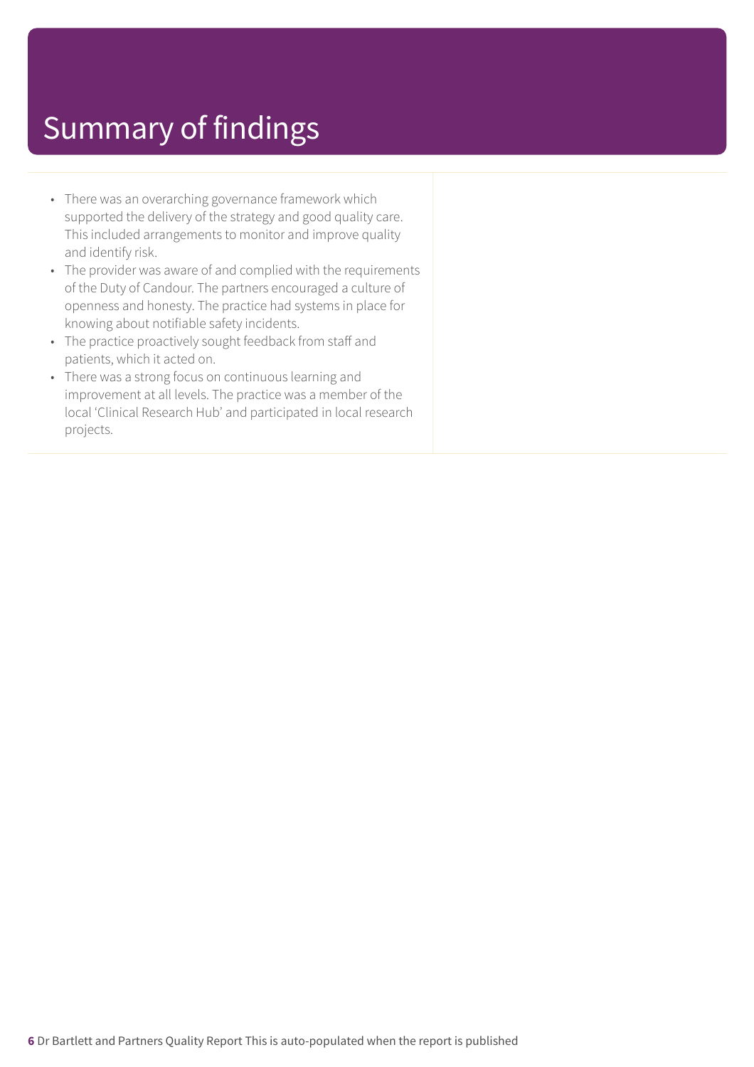# Summary of findings

- There was an overarching governance framework which supported the delivery of the strategy and good quality care. This included arrangements to monitor and improve quality and identify risk.
- The provider was aware of and complied with the requirements of the Duty of Candour. The partners encouraged a culture of openness and honesty. The practice had systems in place for knowing about notifiable safety incidents.
- The practice proactively sought feedback from staff and patients, which it acted on.
- There was a strong focus on continuous learning and improvement at all levels. The practice was a member of the local 'Clinical Research Hub' and participated in local research projects.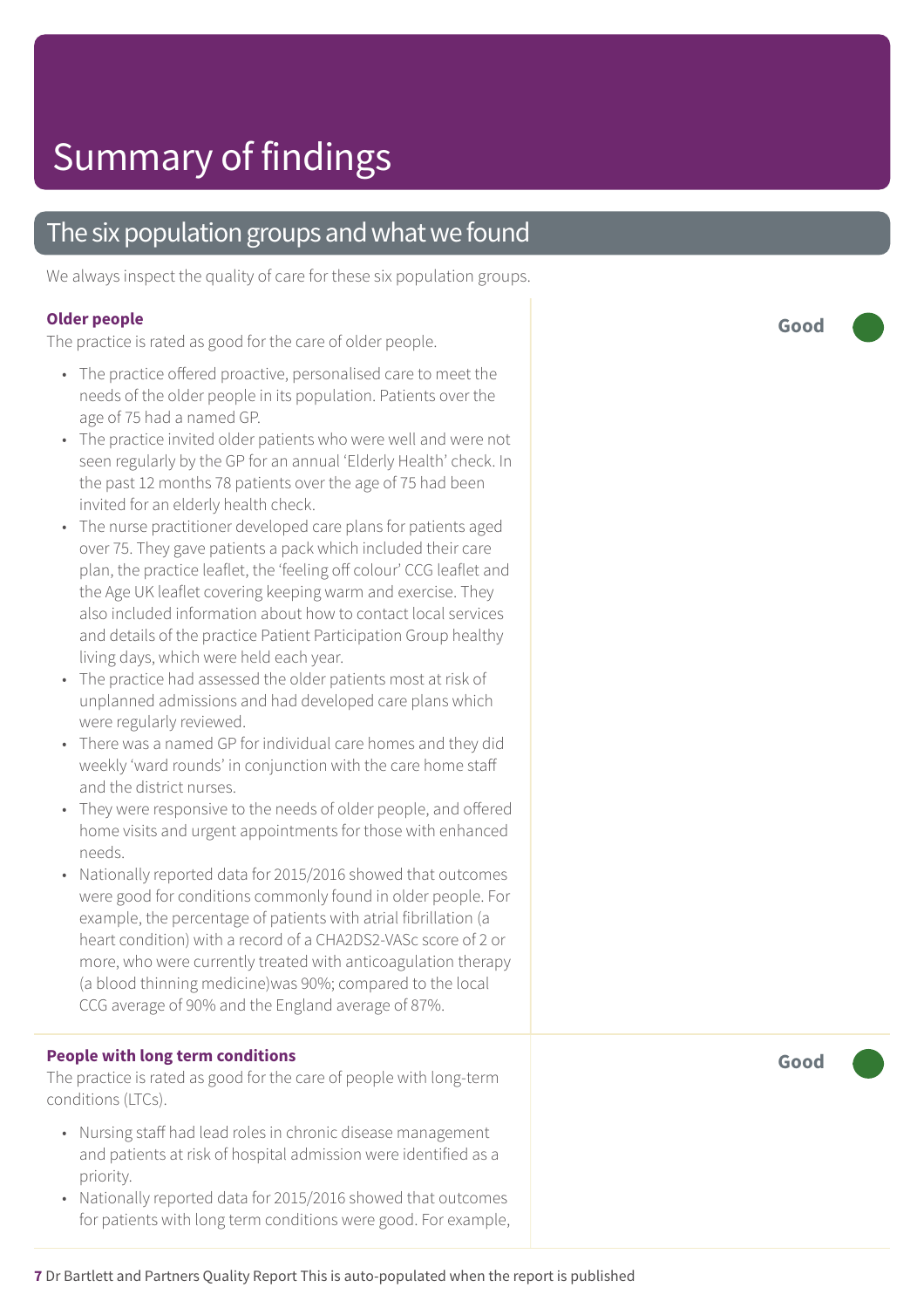# Summary of findings

## The six population groups and what we found

We always inspect the quality of care for these six population groups.

### Older people

**Good**

The practice is rated as good for the care of older people.

- The practice offered proactive, personalised care to meet the needs of the older people in its population. Patients over the age of 75 had a named GP.
- The practice invited older patients who were well and were not seen regularly by the GP for an annual 'Elderly Health' check. In the past 12 months 78 patients over the age of 75 had been invited for an elderly health check.
- The nurse practitioner developed care plans for patients aged over 75. They gave patients a pack which included their care plan, the practice leaflet, the 'feeling off colour' CCG leaflet and the Age UK leaflet covering keeping warm and exercise. They also included information about how to contact local services and details of the practice Patient Participation Group healthy living days, which were held each year.
- The practice had assessed the older patients most at risk of unplanned admissions and had developed care plans which were regularly reviewed.
- There was a named GP for individual care homes and they did weekly 'ward rounds' in conjunction with the care home staff and the district nurses.
- They were responsive to the needs of older people, and offered home visits and urgent appointments for those with enhanced needs.
- Nationally reported data for 2015/2016 showed that outcomes were good for conditions commonly found in older people. For example, the percentage of patients with atrial fibrillation (a heart condition) with a record of a CHA2DS2-VASc score of 2 or more, who were currently treated with anticoagulation therapy (a blood thinning medicine)was 90%; compared to the local CCG average of 90% and the England average of 87%.

### People with long term conditions

**Good**

The practice is rated as good for the care of people with long-term conditions (LTCs).

- Nursing staff had lead roles in chronic disease management and patients at risk of hospital admission were identified as a priority.
- Nationally reported data for 2015/2016 showed that outcomes for patients with long term conditions were good. For example,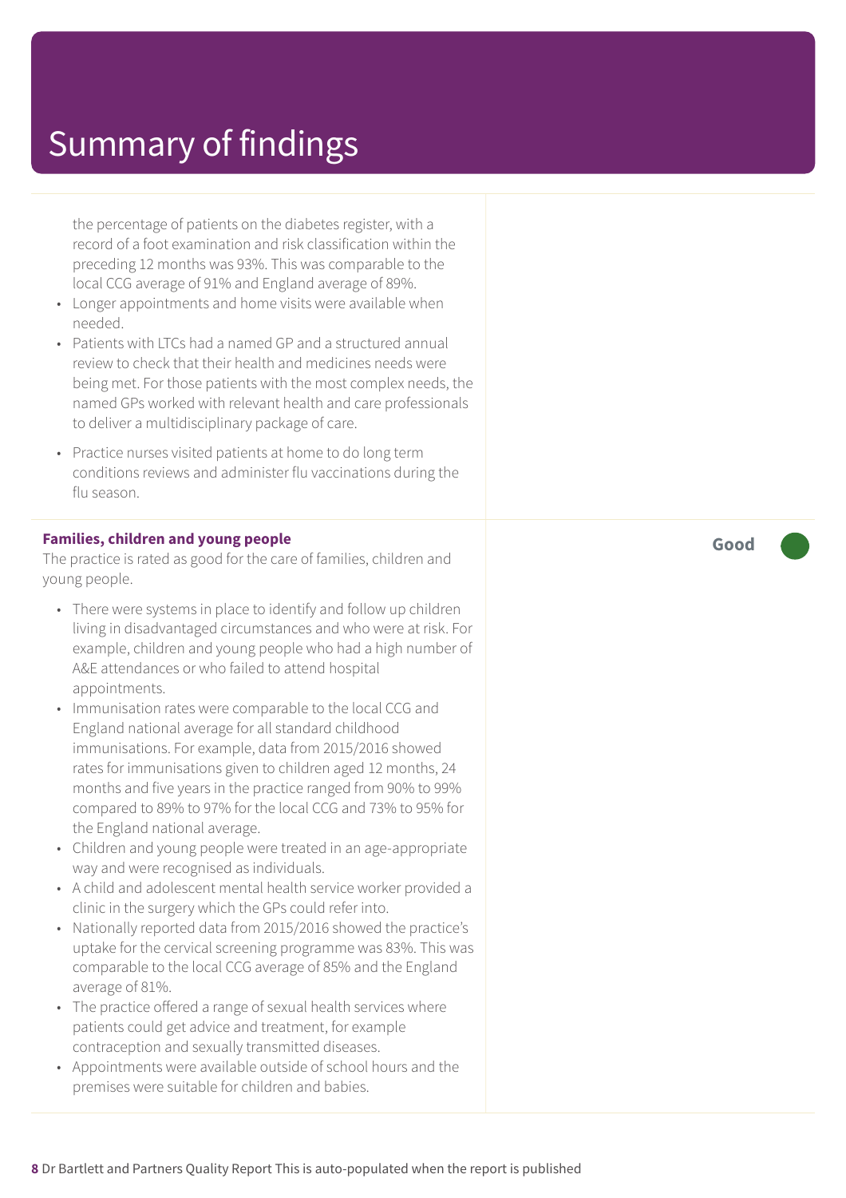# Summary of findings

the percentage of patients on the diabetes register, with a record of a foot examination and risk classification within the preceding 12 months was 93%. This was comparable to the local CCG average of 91% and England average of 89%.

- Longer appointments and home visits were available when needed.
- Patients with LTCs had a named GP and a structured annual review to check that their health and medicines needs were being met. For those patients with the most complex needs, the named GPs worked with relevant health and care professionals to deliver a multidisciplinary package of care.
- Practice nurses visited patients at home to do long term conditions reviews and administer flu vaccinations during the flu season.

**Families, children and young people** — **Good**

The practice is rated as good for the care of families, children and young people.

- There were systems in place to identify and follow up children living in disadvantaged circumstances and who were at risk. For example, children and young people who had a high number of A&E attendances or who failed to attend hospital appointments.
- Immunisation rates were comparable to the local CCG and England national average for all standard childhood immunisations. For example, data from 2015/2016 showed rates for immunisations given to children aged 12 months, 24 months and five years in the practice ranged from 90% to 99% compared to 89% to 97% for the local CCG and 73% to 95% for the England national average.
- Children and young people were treated in an age-appropriate way and were recognised as individuals.
- A child and adolescent mental health service worker provided a clinic in the surgery which the GPs could refer into.
- Nationally reported data from 2015/2016 showed the practice's uptake for the cervical screening programme was 83%. This was comparable to the local CCG average of 85% and the England average of 81%.
- The practice offered a range of sexual health services where patients could get advice and treatment, for example contraception and sexually transmitted diseases.
- Appointments were available outside of school hours and the premises were suitable for children and babies.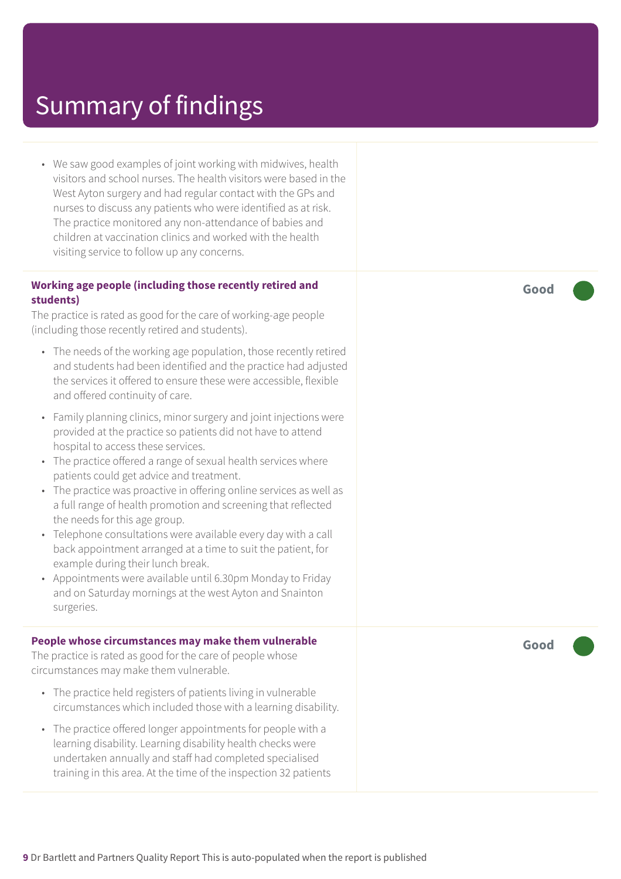# Summary of findings

- We saw good examples of joint working with midwives, health visitors and school nurses. The health visitors were based in the West Ayton surgery and had regular contact with the GPs and nurses to discuss any patients who were identified as at risk. The practice monitored any non-attendance of babies and children at vaccination clinics and worked with the health visiting service to follow up any concerns.

**Working age people (including those recently retired and students)**

**Good**

The practice is rated as good for the care of working-age people (including those recently retired and students).

- The needs of the working age population, those recently retired and students had been identified and the practice had adjusted the services it offered to ensure these were accessible, flexible and offered continuity of care.
- Family planning clinics, minor surgery and joint injections were provided at the practice so patients did not have to attend hospital to access these services.
- The practice offered a range of sexual health services where patients could get advice and treatment.
- The practice was proactive in offering online services as well as a full range of health promotion and screening that reflected the needs for this age group.
- Telephone consultations were available every day with a call back appointment arranged at a time to suit the patient, for example during their lunch break.
- Appointments were available until 6.30pm Monday to Friday and on Saturday mornings at the west Ayton and Snainton surgeries.

**People whose circumstances may make them vulnerable**

**Good**

The practice is rated as good for the care of people whose circumstances may make them vulnerable.

- The practice held registers of patients living in vulnerable circumstances which included those with a learning disability.
- The practice offered longer appointments for people with a learning disability. Learning disability health checks were undertaken annually and staff had completed specialised training in this area. At the time of the inspection 32 patients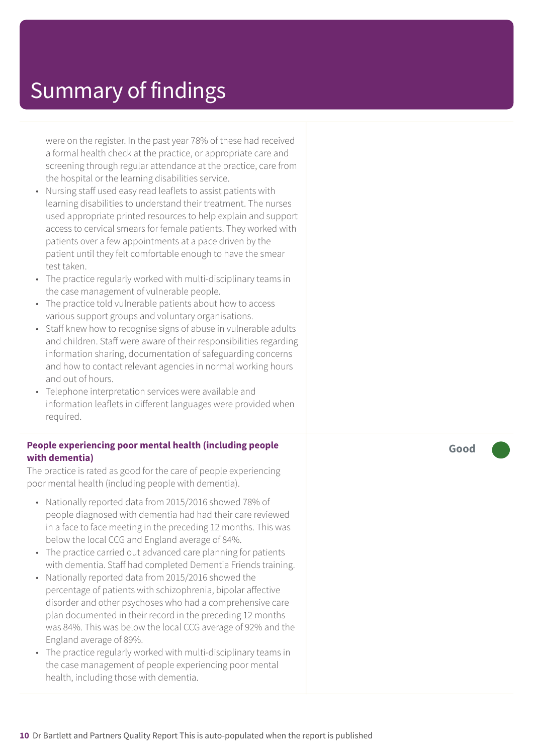# Summary of findings

were on the register. In the past year 78% of these had received a formal health check at the practice, or appropriate care and screening through regular attendance at the practice, care from the hospital or the learning disabilities service.

- Nursing staff used easy read leaflets to assist patients with learning disabilities to understand their treatment. The nurses used appropriate printed resources to help explain and support access to cervical smears for female patients. They worked with patients over a few appointments at a pace driven by the patient until they felt comfortable enough to have the smear test taken.
- The practice regularly worked with multi-disciplinary teams in the case management of vulnerable people.
- The practice told vulnerable patients about how to access various support groups and voluntary organisations.
- Staff knew how to recognise signs of abuse in vulnerable adults and children. Staff were aware of their responsibilities regarding information sharing, documentation of safeguarding concerns and how to contact relevant agencies in normal working hours and out of hours.
- Telephone interpretation services were available and information leaflets in different languages were provided when required.

**People experiencing poor mental health (including people with dementia)** — **Good**

The practice is rated as good for the care of people experiencing poor mental health (including people with dementia).

- Nationally reported data from 2015/2016 showed 78% of people diagnosed with dementia had had their care reviewed in a face to face meeting in the preceding 12 months. This was below the local CCG and England average of 84%.
- The practice carried out advanced care planning for patients with dementia. Staff had completed Dementia Friends training.
- Nationally reported data from 2015/2016 showed the percentage of patients with schizophrenia, bipolar affective disorder and other psychoses who had a comprehensive care plan documented in their record in the preceding 12 months was 84%. This was below the local CCG average of 92% and the England average of 89%.
- The practice regularly worked with multi-disciplinary teams in the case management of people experiencing poor mental health, including those with dementia.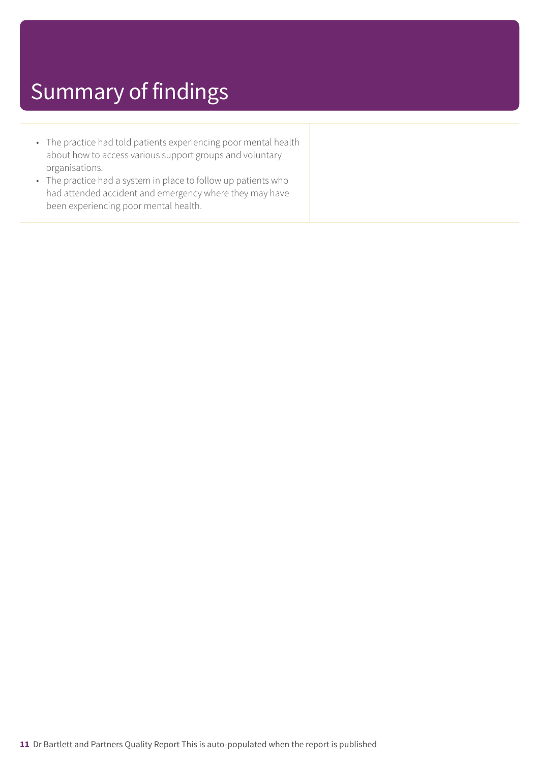# Summary of findings

- The practice had told patients experiencing poor mental health about how to access various support groups and voluntary organisations.
- The practice had a system in place to follow up patients who had attended accident and emergency where they may have been experiencing poor mental health.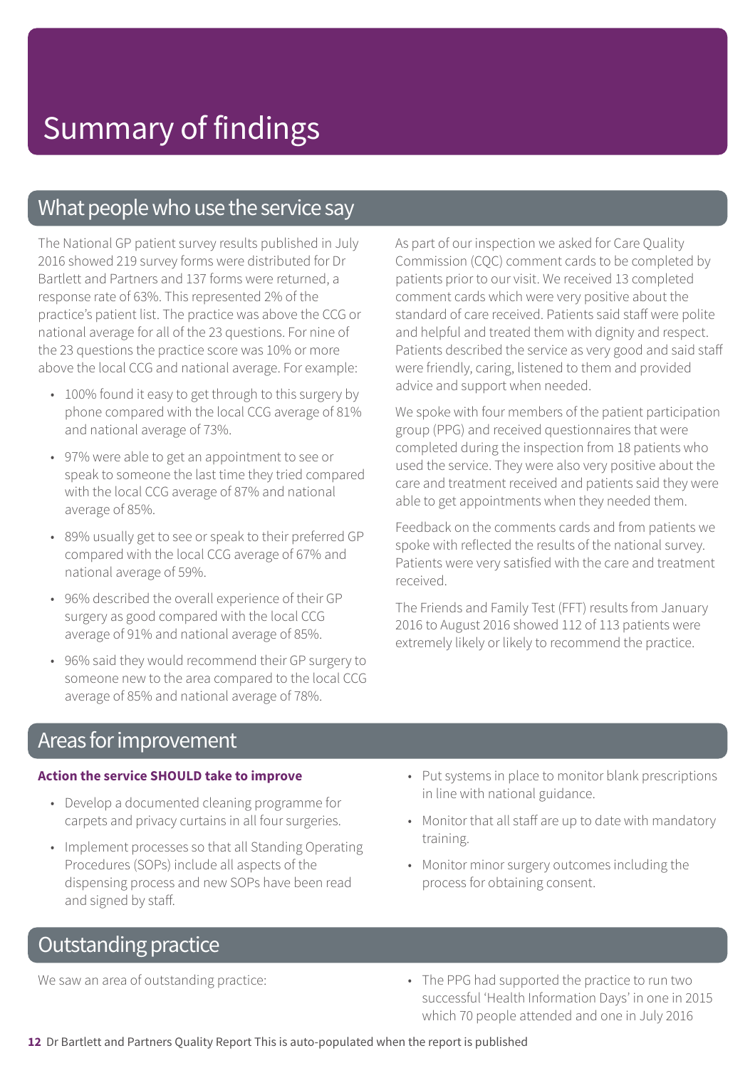# Summary of findings

## What people who use the service say

The National GP patient survey results published in July 2016 showed 219 survey forms were distributed for Dr Bartlett and Partners and 137 forms were returned, a response rate of 63%. This represented 2% of the practice's patient list. The practice was above the CCG or national average for all of the 23 questions. For nine of the 23 questions the practice score was 10% or more above the local CCG and national average. For example:

- 100% found it easy to get through to this surgery by phone compared with the local CCG average of 81% and national average of 73%.
- 97% were able to get an appointment to see or speak to someone the last time they tried compared with the local CCG average of 87% and national average of 85%.
- 89% usually get to see or speak to their preferred GP compared with the local CCG average of 67% and national average of 59%.
- 96% described the overall experience of their GP surgery as good compared with the local CCG average of 91% and national average of 85%.
- 96% said they would recommend their GP surgery to someone new to the area compared to the local CCG average of 85% and national average of 78%.

As part of our inspection we asked for Care Quality Commission (CQC) comment cards to be completed by patients prior to our visit. We received 13 completed comment cards which were very positive about the standard of care received. Patients said staff were polite and helpful and treated them with dignity and respect. Patients described the service as very good and said staff were friendly, caring, listened to them and provided advice and support when needed.

We spoke with four members of the patient participation group (PPG) and received questionnaires that were completed during the inspection from 18 patients who used the service. They were also very positive about the care and treatment received and patients said they were able to get appointments when they needed them.

Feedback on the comments cards and from patients we spoke with reflected the results of the national survey. Patients were very satisfied with the care and treatment received.

The Friends and Family Test (FFT) results from January 2016 to August 2016 showed 112 of 113 patients were extremely likely or likely to recommend the practice.

## Areas for improvement

**Action the service SHOULD take to improve**

- Develop a documented cleaning programme for carpets and privacy curtains in all four surgeries.
- Implement processes so that all Standing Operating Procedures (SOPs) include all aspects of the dispensing process and new SOPs have been read and signed by staff.
- Put systems in place to monitor blank prescriptions in line with national guidance.
- Monitor that all staff are up to date with mandatory training.
- Monitor minor surgery outcomes including the process for obtaining consent.

## Outstanding practice

We saw an area of outstanding practice:

- The PPG had supported the practice to run two successful 'Health Information Days' in one in 2015 which 70 people attended and one in July 2016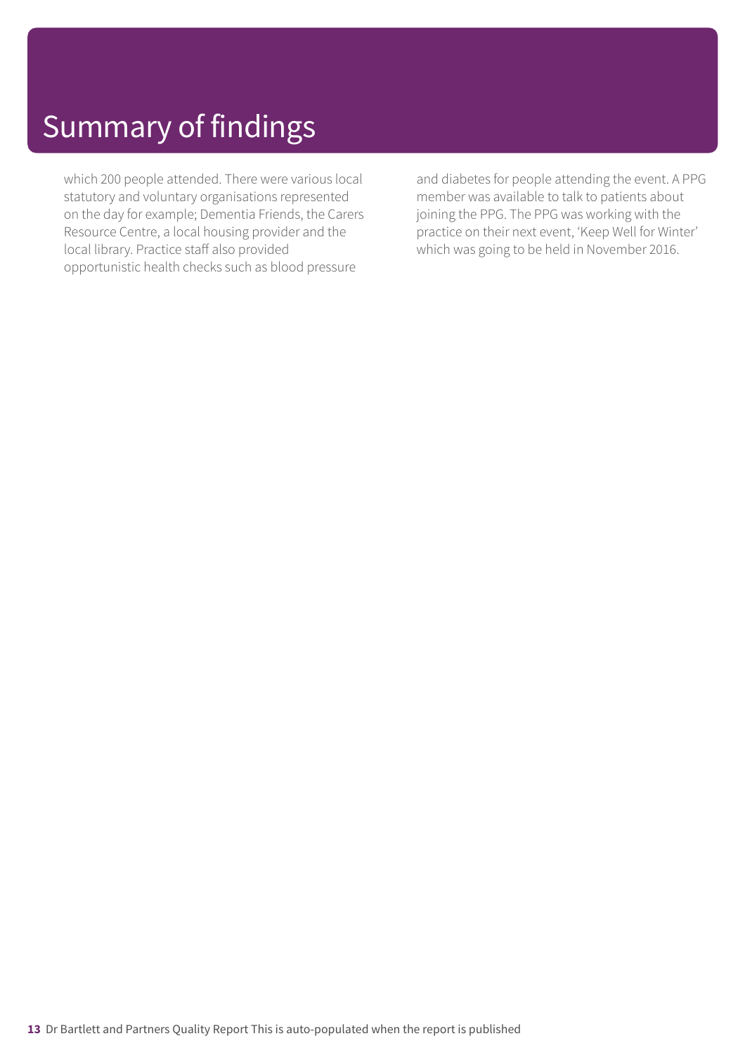# Summary of findings

which 200 people attended. There were various local statutory and voluntary organisations represented on the day for example; Dementia Friends, the Carers Resource Centre, a local housing provider and the local library. Practice staff also provided opportunistic health checks such as blood pressure and diabetes for people attending the event. A PPG member was available to talk to patients about joining the PPG. The PPG was working with the practice on their next event, 'Keep Well for Winter' which was going to be held in November 2016.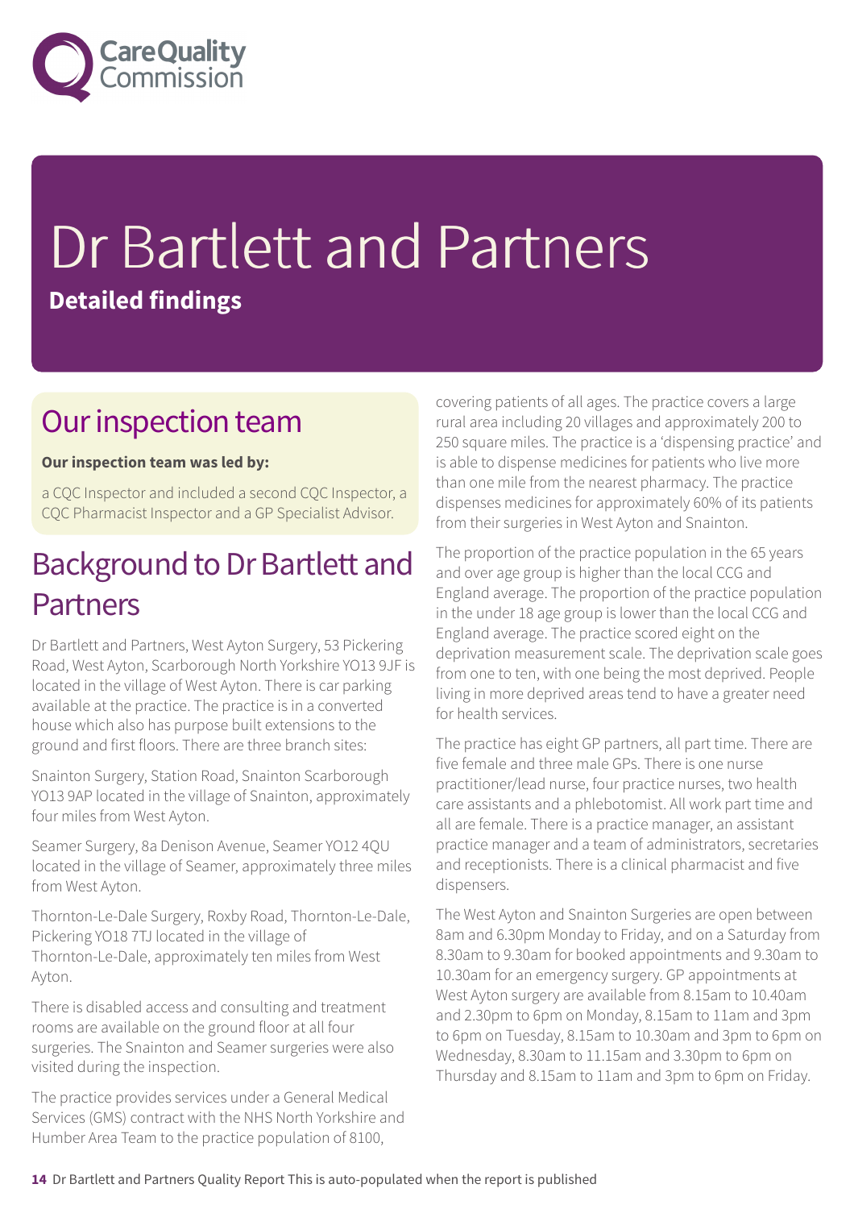# Dr Bartlett and Partners

**Detailed findings**

## Our inspection team

**Our inspection team was led by:**

a CQC Inspector and included a second CQC Inspector, a CQC Pharmacist Inspector and a GP Specialist Advisor.

## Background to Dr Bartlett and Partners

Dr Bartlett and Partners, West Ayton Surgery, 53 Pickering Road, West Ayton, Scarborough North Yorkshire YO13 9JF is located in the village of West Ayton. There is car parking available at the practice. The practice is in a converted house which also has purpose built extensions to the ground and first floors. There are three branch sites:

Snainton Surgery, Station Road, Snainton Scarborough YO13 9AP located in the village of Snainton, approximately four miles from West Ayton.

Seamer Surgery, 8a Denison Avenue, Seamer YO12 4QU located in the village of Seamer, approximately three miles from West Ayton.

Thornton-Le-Dale Surgery, Roxby Road, Thornton-Le-Dale, Pickering YO18 7TJ located in the village of Thornton-Le-Dale, approximately ten miles from West Ayton.

There is disabled access and consulting and treatment rooms are available on the ground floor at all four surgeries. The Snainton and Seamer surgeries were also visited during the inspection.

The practice provides services under a General Medical Services (GMS) contract with the NHS North Yorkshire and Humber Area Team to the practice population of 8100, covering patients of all ages. The practice covers a large rural area including 20 villages and approximately 200 to 250 square miles. The practice is a 'dispensing practice' and is able to dispense medicines for patients who live more than one mile from the nearest pharmacy. The practice dispenses medicines for approximately 60% of its patients from their surgeries in West Ayton and Snainton.

The proportion of the practice population in the 65 years and over age group is higher than the local CCG and England average. The proportion of the practice population in the under 18 age group is lower than the local CCG and England average. The practice scored eight on the deprivation measurement scale. The deprivation scale goes from one to ten, with one being the most deprived. People living in more deprived areas tend to have a greater need for health services.

The practice has eight GP partners, all part time. There are five female and three male GPs. There is one nurse practitioner/lead nurse, four practice nurses, two health care assistants and a phlebotomist. All work part time and all are female. There is a practice manager, an assistant practice manager and a team of administrators, secretaries and receptionists. There is a clinical pharmacist and five dispensers.

The West Ayton and Snainton Surgeries are open between 8am and 6.30pm Monday to Friday, and on a Saturday from 8.30am to 9.30am for booked appointments and 9.30am to 10.30am for an emergency surgery. GP appointments at West Ayton surgery are available from 8.15am to 10.40am and 2.30pm to 6pm on Monday, 8.15am to 11am and 3pm to 6pm on Tuesday, 8.15am to 10.30am and 3pm to 6pm on Wednesday, 8.30am to 11.15am and 3.30pm to 6pm on Thursday and 8.15am to 11am and 3pm to 6pm on Friday.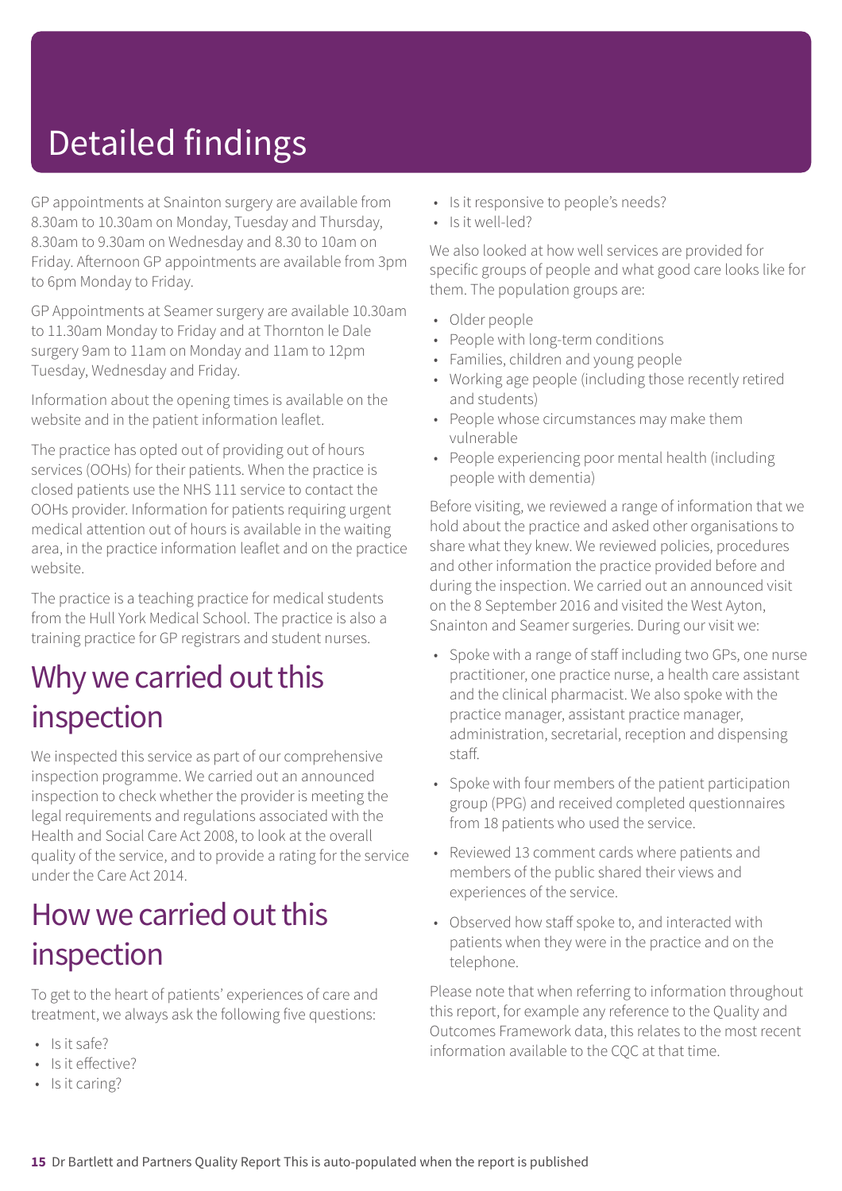# Detailed findings

GP appointments at Snainton surgery are available from 8.30am to 10.30am on Monday, Tuesday and Thursday, 8.30am to 9.30am on Wednesday and 8.30 to 10am on Friday. Afternoon GP appointments are available from 3pm to 6pm Monday to Friday.

GP Appointments at Seamer surgery are available 10.30am to 11.30am Monday to Friday and at Thornton le Dale surgery 9am to 11am on Monday and 11am to 12pm Tuesday, Wednesday and Friday.

Information about the opening times is available on the website and in the patient information leaflet.

The practice has opted out of providing out of hours services (OOHs) for their patients. When the practice is closed patients use the NHS 111 service to contact the OOHs provider. Information for patients requiring urgent medical attention out of hours is available in the waiting area, in the practice information leaflet and on the practice website.

The practice is a teaching practice for medical students from the Hull York Medical School. The practice is also a training practice for GP registrars and student nurses.

## Why we carried out this inspection

We inspected this service as part of our comprehensive inspection programme. We carried out an announced inspection to check whether the provider is meeting the legal requirements and regulations associated with the Health and Social Care Act 2008, to look at the overall quality of the service, and to provide a rating for the service under the Care Act 2014.

## How we carried out this inspection

To get to the heart of patients' experiences of care and treatment, we always ask the following five questions:

- Is it safe?
- Is it effective?
- Is it caring?
- Is it responsive to people's needs?
- Is it well-led?

We also looked at how well services are provided for specific groups of people and what good care looks like for them. The population groups are:

- Older people
- People with long-term conditions
- Families, children and young people
- Working age people (including those recently retired and students)
- People whose circumstances may make them vulnerable
- People experiencing poor mental health (including people with dementia)

Before visiting, we reviewed a range of information that we hold about the practice and asked other organisations to share what they knew. We reviewed policies, procedures and other information the practice provided before and during the inspection. We carried out an announced visit on the 8 September 2016 and visited the West Ayton, Snainton and Seamer surgeries. During our visit we:

- Spoke with a range of staff including two GPs, one nurse practitioner, one practice nurse, a health care assistant and the clinical pharmacist. We also spoke with the practice manager, assistant practice manager, administration, secretarial, reception and dispensing staff.
- Spoke with four members of the patient participation group (PPG) and received completed questionnaires from 18 patients who used the service.
- Reviewed 13 comment cards where patients and members of the public shared their views and experiences of the service.
- Observed how staff spoke to, and interacted with patients when they were in the practice and on the telephone.

Please note that when referring to information throughout this report, for example any reference to the Quality and Outcomes Framework data, this relates to the most recent information available to the CQC at that time.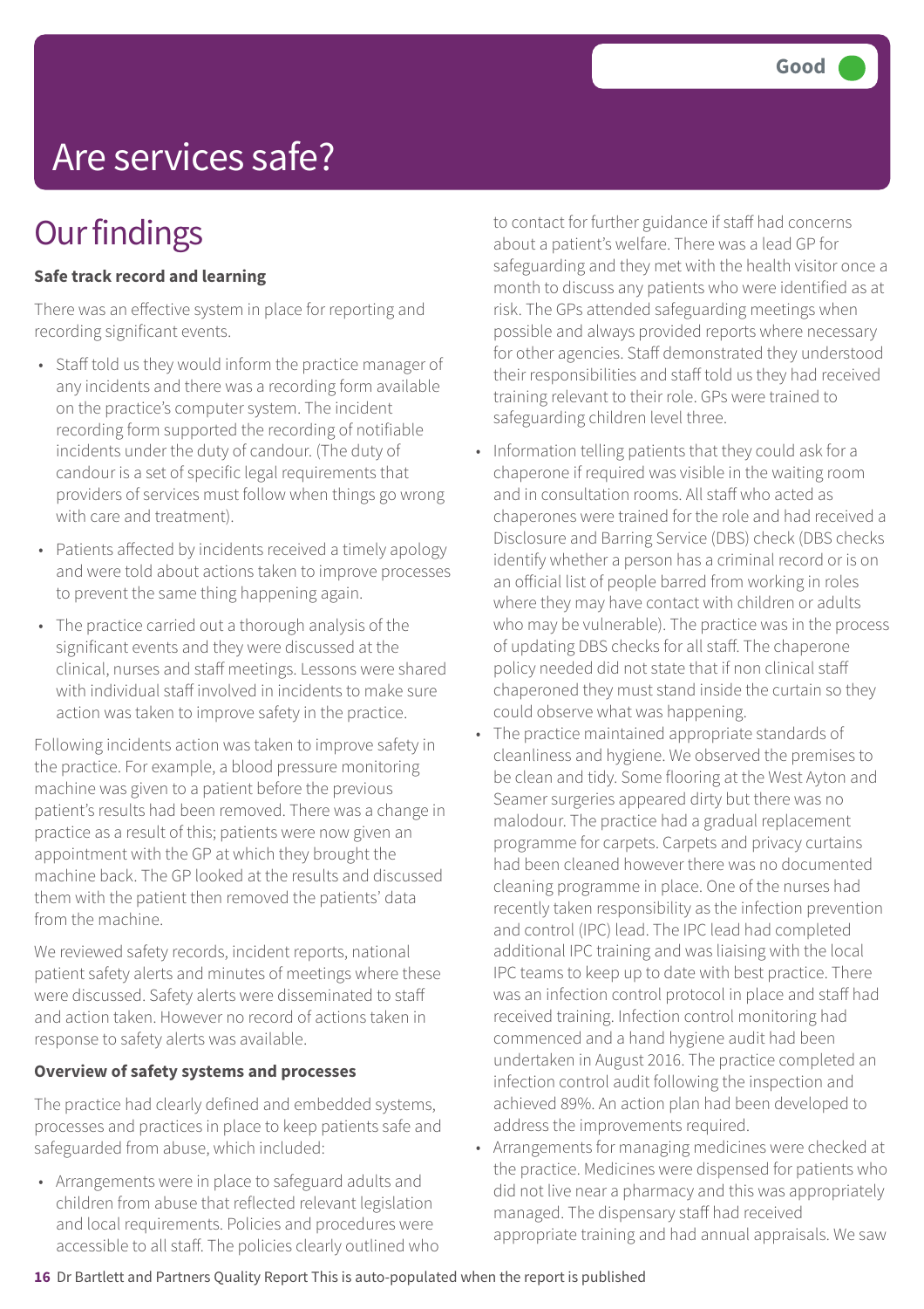# Are services safe?

Good

## Our findings

**Safe track record and learning**

There was an effective system in place for reporting and recording significant events.

- Staff told us they would inform the practice manager of any incidents and there was a recording form available on the practice's computer system. The incident recording form supported the recording of notifiable incidents under the duty of candour. (The duty of candour is a set of specific legal requirements that providers of services must follow when things go wrong with care and treatment).
- Patients affected by incidents received a timely apology and were told about actions taken to improve processes to prevent the same thing happening again.
- The practice carried out a thorough analysis of the significant events and they were discussed at the clinical, nurses and staff meetings. Lessons were shared with individual staff involved in incidents to make sure action was taken to improve safety in the practice.

Following incidents action was taken to improve safety in the practice. For example, a blood pressure monitoring machine was given to a patient before the previous patient's results had been removed. There was a change in practice as a result of this; patients were now given an appointment with the GP at which they brought the machine back. The GP looked at the results and discussed them with the patient then removed the patients' data from the machine.

We reviewed safety records, incident reports, national patient safety alerts and minutes of meetings where these were discussed. Safety alerts were disseminated to staff and action taken. However no record of actions taken in response to safety alerts was available.

**Overview of safety systems and processes**

The practice had clearly defined and embedded systems, processes and practices in place to keep patients safe and safeguarded from abuse, which included:

- Arrangements were in place to safeguard adults and children from abuse that reflected relevant legislation and local requirements. Policies and procedures were accessible to all staff. The policies clearly outlined who to contact for further guidance if staff had concerns about a patient's welfare. There was a lead GP for safeguarding and they met with the health visitor once a month to discuss any patients who were identified as at risk. The GPs attended safeguarding meetings when possible and always provided reports where necessary for other agencies. Staff demonstrated they understood their responsibilities and staff told us they had received training relevant to their role. GPs were trained to safeguarding children level three.
- Information telling patients that they could ask for a chaperone if required was visible in the waiting room and in consultation rooms. All staff who acted as chaperones were trained for the role and had received a Disclosure and Barring Service (DBS) check (DBS checks identify whether a person has a criminal record or is on an official list of people barred from working in roles where they may have contact with children or adults who may be vulnerable). The practice was in the process of updating DBS checks for all staff. The chaperone policy needed did not state that if non clinical staff chaperoned they must stand inside the curtain so they could observe what was happening.
- The practice maintained appropriate standards of cleanliness and hygiene. We observed the premises to be clean and tidy. Some flooring at the West Ayton and Seamer surgeries appeared dirty but there was no malodour. The practice had a gradual replacement programme for carpets. Carpets and privacy curtains had been cleaned however there was no documented cleaning programme in place. One of the nurses had recently taken responsibility as the infection prevention and control (IPC) lead. The IPC lead had completed additional IPC training and was liaising with the local IPC teams to keep up to date with best practice. There was an infection control protocol in place and staff had received training. Infection control monitoring had commenced and a hand hygiene audit had been undertaken in August 2016. The practice completed an infection control audit following the inspection and achieved 89%. An action plan had been developed to address the improvements required.
- Arrangements for managing medicines were checked at the practice. Medicines were dispensed for patients who did not live near a pharmacy and this was appropriately managed. The dispensary staff had received appropriate training and had annual appraisals. We saw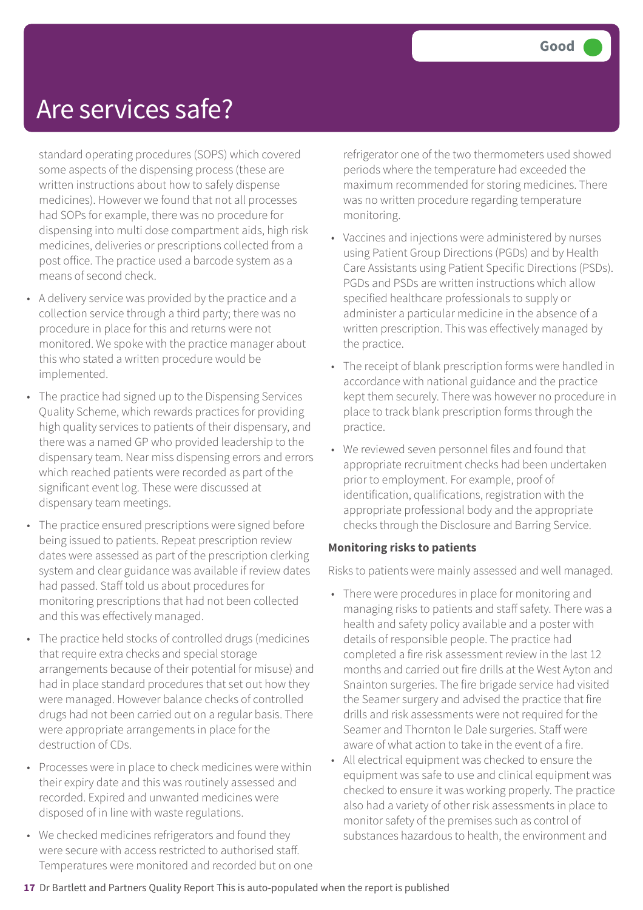# Are services safe?

Good

standard operating procedures (SOPS) which covered some aspects of the dispensing process (these are written instructions about how to safely dispense medicines). However we found that not all processes had SOPs for example, there was no procedure for dispensing into multi dose compartment aids, high risk medicines, deliveries or prescriptions collected from a post office. The practice used a barcode system as a means of second check.

- A delivery service was provided by the practice and a collection service through a third party; there was no procedure in place for this and returns were not monitored. We spoke with the practice manager about this who stated a written procedure would be implemented.
- The practice had signed up to the Dispensing Services Quality Scheme, which rewards practices for providing high quality services to patients of their dispensary, and there was a named GP who provided leadership to the dispensary team. Near miss dispensing errors and errors which reached patients were recorded as part of the significant event log. These were discussed at dispensary team meetings.
- The practice ensured prescriptions were signed before being issued to patients. Repeat prescription review dates were assessed as part of the prescription clerking system and clear guidance was available if review dates had passed. Staff told us about procedures for monitoring prescriptions that had not been collected and this was effectively managed.
- The practice held stocks of controlled drugs (medicines that require extra checks and special storage arrangements because of their potential for misuse) and had in place standard procedures that set out how they were managed. However balance checks of controlled drugs had not been carried out on a regular basis. There were appropriate arrangements in place for the destruction of CDs.
- Processes were in place to check medicines were within their expiry date and this was routinely assessed and recorded. Expired and unwanted medicines were disposed of in line with waste regulations.
- We checked medicines refrigerators and found they were secure with access restricted to authorised staff. Temperatures were monitored and recorded but on one refrigerator one of the two thermometers used showed periods where the temperature had exceeded the maximum recommended for storing medicines. There was no written procedure regarding temperature monitoring.
- Vaccines and injections were administered by nurses using Patient Group Directions (PGDs) and by Health Care Assistants using Patient Specific Directions (PSDs). PGDs and PSDs are written instructions which allow specified healthcare professionals to supply or administer a particular medicine in the absence of a written prescription. This was effectively managed by the practice.
- The receipt of blank prescription forms were handled in accordance with national guidance and the practice kept them securely. There was however no procedure in place to track blank prescription forms through the practice.
- We reviewed seven personnel files and found that appropriate recruitment checks had been undertaken prior to employment. For example, proof of identification, qualifications, registration with the appropriate professional body and the appropriate checks through the Disclosure and Barring Service.

**Monitoring risks to patients**

Risks to patients were mainly assessed and well managed.

- There were procedures in place for monitoring and managing risks to patients and staff safety. There was a health and safety policy available and a poster with details of responsible people. The practice had completed a fire risk assessment review in the last 12 months and carried out fire drills at the West Ayton and Snainton surgeries. The fire brigade service had visited the Seamer surgery and advised the practice that fire drills and risk assessments were not required for the Seamer and Thornton le Dale surgeries. Staff were aware of what action to take in the event of a fire.
- All electrical equipment was checked to ensure the equipment was safe to use and clinical equipment was checked to ensure it was working properly. The practice also had a variety of other risk assessments in place to monitor safety of the premises such as control of substances hazardous to health, the environment and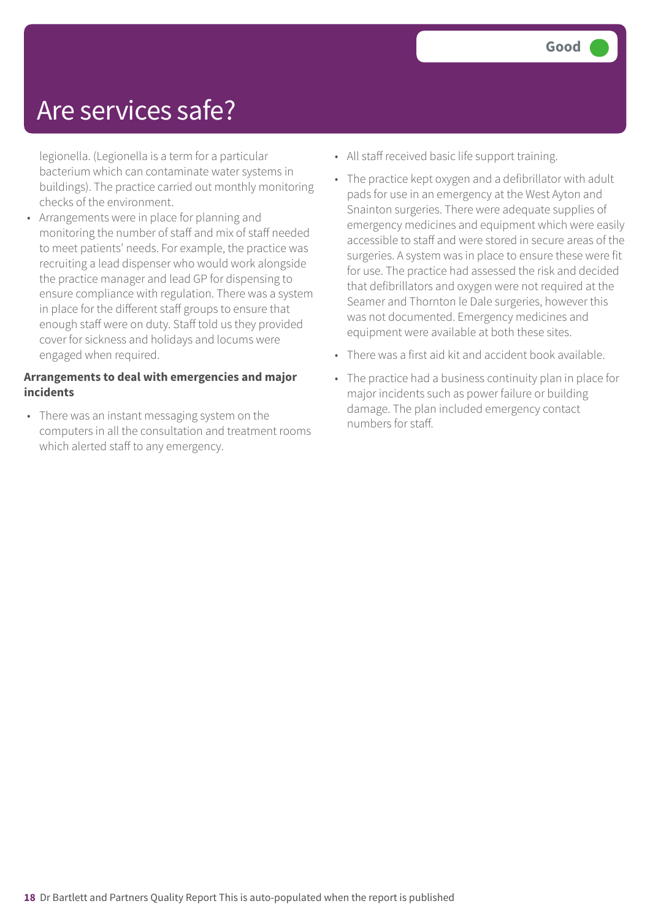# Are services safe?

Good

legionella. (Legionella is a term for a particular bacterium which can contaminate water systems in buildings). The practice carried out monthly monitoring checks of the environment.

- Arrangements were in place for planning and monitoring the number of staff and mix of staff needed to meet patients' needs. For example, the practice was recruiting a lead dispenser who would work alongside the practice manager and lead GP for dispensing to ensure compliance with regulation. There was a system in place for the different staff groups to ensure that enough staff were on duty. Staff told us they provided cover for sickness and holidays and locums were engaged when required.

**Arrangements to deal with emergencies and major incidents**

- There was an instant messaging system on the computers in all the consultation and treatment rooms which alerted staff to any emergency.
- All staff received basic life support training.
- The practice kept oxygen and a defibrillator with adult pads for use in an emergency at the West Ayton and Snainton surgeries. There were adequate supplies of emergency medicines and equipment which were easily accessible to staff and were stored in secure areas of the surgeries. A system was in place to ensure these were fit for use. The practice had assessed the risk and decided that defibrillators and oxygen were not required at the Seamer and Thornton le Dale surgeries, however this was not documented. Emergency medicines and equipment were available at both these sites.
- There was a first aid kit and accident book available.
- The practice had a business continuity plan in place for major incidents such as power failure or building damage. The plan included emergency contact numbers for staff.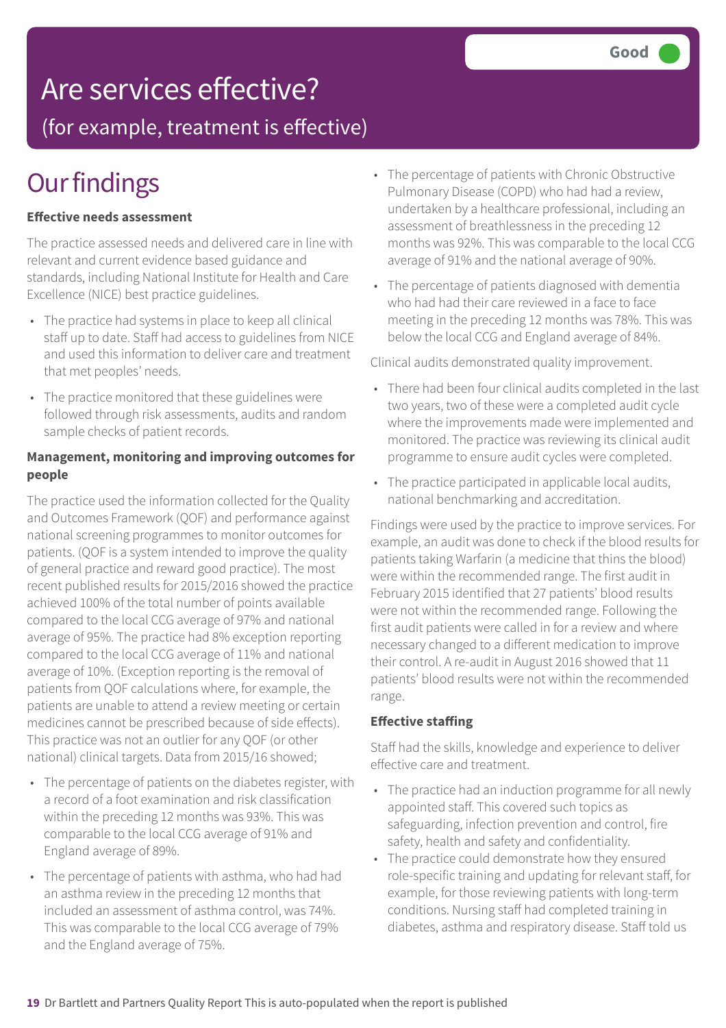# Are services effective?

## (for example, treatment is effective)

**Good**

# Our findings

**Effective needs assessment**

The practice assessed needs and delivered care in line with relevant and current evidence based guidance and standards, including National Institute for Health and Care Excellence (NICE) best practice guidelines.

- The practice had systems in place to keep all clinical staff up to date. Staff had access to guidelines from NICE and used this information to deliver care and treatment that met peoples' needs.
- The practice monitored that these guidelines were followed through risk assessments, audits and random sample checks of patient records.

**Management, monitoring and improving outcomes for people**

The practice used the information collected for the Quality and Outcomes Framework (QOF) and performance against national screening programmes to monitor outcomes for patients. (QOF is a system intended to improve the quality of general practice and reward good practice). The most recent published results for 2015/2016 showed the practice achieved 100% of the total number of points available compared to the local CCG average of 97% and national average of 95%. The practice had 8% exception reporting compared to the local CCG average of 11% and national average of 10%. (Exception reporting is the removal of patients from QOF calculations where, for example, the patients are unable to attend a review meeting or certain medicines cannot be prescribed because of side effects). This practice was not an outlier for any QOF (or other national) clinical targets. Data from 2015/16 showed;

- The percentage of patients on the diabetes register, with a record of a foot examination and risk classification within the preceding 12 months was 93%. This was comparable to the local CCG average of 91% and England average of 89%.
- The percentage of patients with asthma, who had had an asthma review in the preceding 12 months that included an assessment of asthma control, was 74%. This was comparable to the local CCG average of 79% and the England average of 75%.
- The percentage of patients with Chronic Obstructive Pulmonary Disease (COPD) who had had a review, undertaken by a healthcare professional, including an assessment of breathlessness in the preceding 12 months was 92%. This was comparable to the local CCG average of 91% and the national average of 90%.
- The percentage of patients diagnosed with dementia who had had their care reviewed in a face to face meeting in the preceding 12 months was 78%. This was below the local CCG and England average of 84%.

Clinical audits demonstrated quality improvement.

- There had been four clinical audits completed in the last two years, two of these were a completed audit cycle where the improvements made were implemented and monitored. The practice was reviewing its clinical audit programme to ensure audit cycles were completed.
- The practice participated in applicable local audits, national benchmarking and accreditation.

Findings were used by the practice to improve services. For example, an audit was done to check if the blood results for patients taking Warfarin (a medicine that thins the blood) were within the recommended range. The first audit in February 2015 identified that 27 patients' blood results were not within the recommended range. Following the first audit patients were called in for a review and where necessary changed to a different medication to improve their control. A re-audit in August 2016 showed that 11 patients' blood results were not within the recommended range.

**Effective staffing**

Staff had the skills, knowledge and experience to deliver effective care and treatment.

- The practice had an induction programme for all newly appointed staff. This covered such topics as safeguarding, infection prevention and control, fire safety, health and safety and confidentiality.
- The practice could demonstrate how they ensured role-specific training and updating for relevant staff, for example, for those reviewing patients with long-term conditions. Nursing staff had completed training in diabetes, asthma and respiratory disease. Staff told us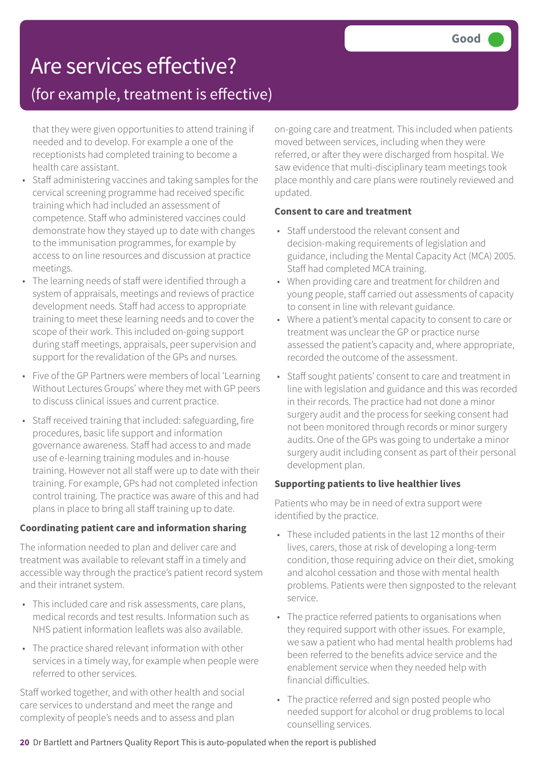# Are services effective?

## (for example, treatment is effective)

**Good**

that they were given opportunities to attend training if needed and to develop. For example a one of the receptionists had completed training to become a health care assistant.

- Staff administering vaccines and taking samples for the cervical screening programme had received specific training which had included an assessment of competence. Staff who administered vaccines could demonstrate how they stayed up to date with changes to the immunisation programmes, for example by access to on line resources and discussion at practice meetings.
- The learning needs of staff were identified through a system of appraisals, meetings and reviews of practice development needs. Staff had access to appropriate training to meet these learning needs and to cover the scope of their work. This included on-going support during staff meetings, appraisals, peer supervision and support for the revalidation of the GPs and nurses.
- Five of the GP Partners were members of local 'Learning Without Lectures Groups' where they met with GP peers to discuss clinical issues and current practice.
- Staff received training that included: safeguarding, fire procedures, basic life support and information governance awareness. Staff had access to and made use of e-learning training modules and in-house training. However not all staff were up to date with their training. For example, GPs had not completed infection control training. The practice was aware of this and had plans in place to bring all staff training up to date.

### Coordinating patient care and information sharing

The information needed to plan and deliver care and treatment was available to relevant staff in a timely and accessible way through the practice's patient record system and their intranet system.

- This included care and risk assessments, care plans, medical records and test results. Information such as NHS patient information leaflets was also available.
- The practice shared relevant information with other services in a timely way, for example when people were referred to other services.

Staff worked together, and with other health and social care services to understand and meet the range and complexity of people's needs and to assess and plan on-going care and treatment. This included when patients moved between services, including when they were referred, or after they were discharged from hospital. We saw evidence that multi-disciplinary team meetings took place monthly and care plans were routinely reviewed and updated.

### Consent to care and treatment

- Staff understood the relevant consent and decision-making requirements of legislation and guidance, including the Mental Capacity Act (MCA) 2005. Staff had completed MCA training.
- When providing care and treatment for children and young people, staff carried out assessments of capacity to consent in line with relevant guidance.
- Where a patient's mental capacity to consent to care or treatment was unclear the GP or practice nurse assessed the patient's capacity and, where appropriate, recorded the outcome of the assessment.
- Staff sought patients' consent to care and treatment in line with legislation and guidance and this was recorded in their records. The practice had not done a minor surgery audit and the process for seeking consent had not been monitored through records or minor surgery audits. One of the GPs was going to undertake a minor surgery audit including consent as part of their personal development plan.

### Supporting patients to live healthier lives

Patients who may be in need of extra support were identified by the practice.

- These included patients in the last 12 months of their lives, carers, those at risk of developing a long-term condition, those requiring advice on their diet, smoking and alcohol cessation and those with mental health problems. Patients were then signposted to the relevant service.
- The practice referred patients to organisations when they required support with other issues. For example, we saw a patient who had mental health problems had been referred to the benefits advice service and the enablement service when they needed help with financial difficulties.
- The practice referred and sign posted people who needed support for alcohol or drug problems to local counselling services.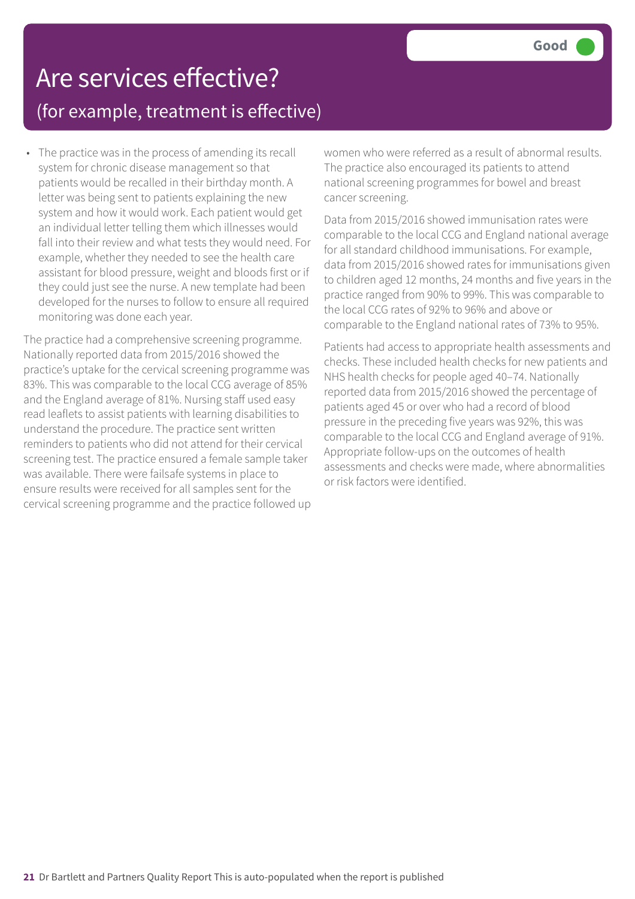# Are services effective?

## (for example, treatment is effective)

**Good**

- The practice was in the process of amending its recall system for chronic disease management so that patients would be recalled in their birthday month. A letter was being sent to patients explaining the new system and how it would work. Each patient would get an individual letter telling them which illnesses would fall into their review and what tests they would need. For example, whether they needed to see the health care assistant for blood pressure, weight and bloods first or if they could just see the nurse. A new template had been developed for the nurses to follow to ensure all required monitoring was done each year.

The practice had a comprehensive screening programme. Nationally reported data from 2015/2016 showed the practice's uptake for the cervical screening programme was 83%. This was comparable to the local CCG average of 85% and the England average of 81%. Nursing staff used easy read leaflets to assist patients with learning disabilities to understand the procedure. The practice sent written reminders to patients who did not attend for their cervical screening test. The practice ensured a female sample taker was available. There were failsafe systems in place to ensure results were received for all samples sent for the cervical screening programme and the practice followed up women who were referred as a result of abnormal results. The practice also encouraged its patients to attend national screening programmes for bowel and breast cancer screening.

Data from 2015/2016 showed immunisation rates were comparable to the local CCG and England national average for all standard childhood immunisations. For example, data from 2015/2016 showed rates for immunisations given to children aged 12 months, 24 months and five years in the practice ranged from 90% to 99%. This was comparable to the local CCG rates of 92% to 96% and above or comparable to the England national rates of 73% to 95%.

Patients had access to appropriate health assessments and checks. These included health checks for new patients and NHS health checks for people aged 40–74. Nationally reported data from 2015/2016 showed the percentage of patients aged 45 or over who had a record of blood pressure in the preceding five years was 92%, this was comparable to the local CCG and England average of 91%. Appropriate follow-ups on the outcomes of health assessments and checks were made, where abnormalities or risk factors were identified.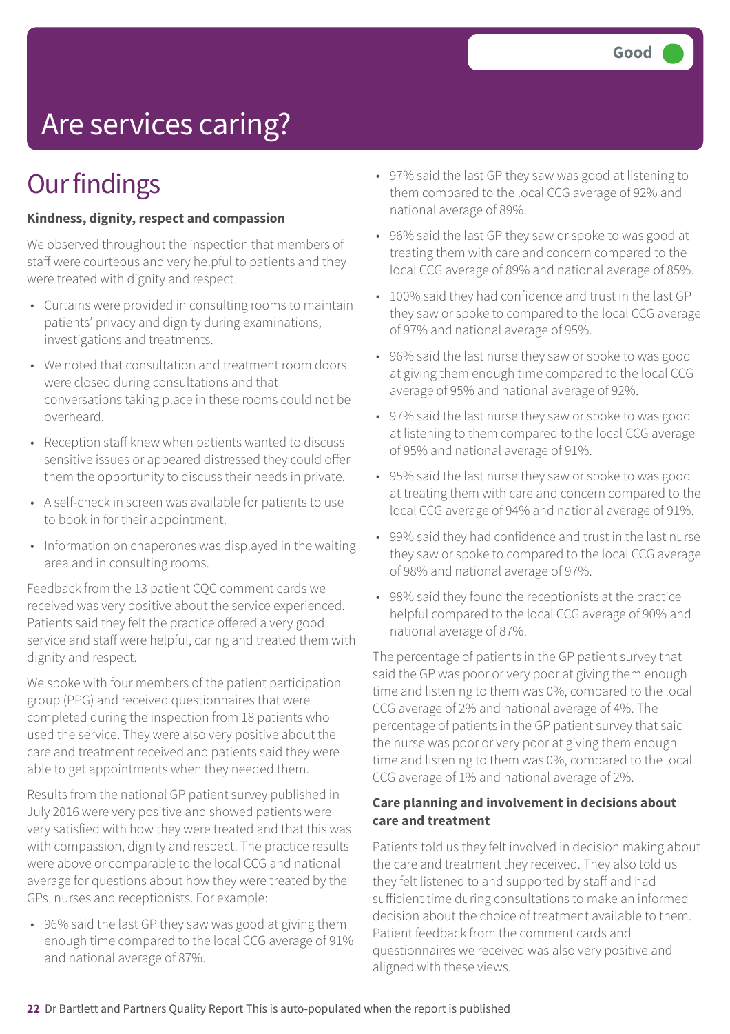Good

# Are services caring?

## Our findings

**Kindness, dignity, respect and compassion**

We observed throughout the inspection that members of staff were courteous and very helpful to patients and they were treated with dignity and respect.

- Curtains were provided in consulting rooms to maintain patients' privacy and dignity during examinations, investigations and treatments.
- We noted that consultation and treatment room doors were closed during consultations and that conversations taking place in these rooms could not be overheard.
- Reception staff knew when patients wanted to discuss sensitive issues or appeared distressed they could offer them the opportunity to discuss their needs in private.
- A self-check in screen was available for patients to use to book in for their appointment.
- Information on chaperones was displayed in the waiting area and in consulting rooms.

Feedback from the 13 patient CQC comment cards we received was very positive about the service experienced. Patients said they felt the practice offered a very good service and staff were helpful, caring and treated them with dignity and respect.

We spoke with four members of the patient participation group (PPG) and received questionnaires that were completed during the inspection from 18 patients who used the service. They were also very positive about the care and treatment received and patients said they were able to get appointments when they needed them.

Results from the national GP patient survey published in July 2016 were very positive and showed patients were very satisfied with how they were treated and that this was with compassion, dignity and respect. The practice results were above or comparable to the local CCG and national average for questions about how they were treated by the GPs, nurses and receptionists. For example:

- 96% said the last GP they saw was good at giving them enough time compared to the local CCG average of 91% and national average of 87%.
- 97% said the last GP they saw was good at listening to them compared to the local CCG average of 92% and national average of 89%.
- 96% said the last GP they saw or spoke to was good at treating them with care and concern compared to the local CCG average of 89% and national average of 85%.
- 100% said they had confidence and trust in the last GP they saw or spoke to compared to the local CCG average of 97% and national average of 95%.
- 96% said the last nurse they saw or spoke to was good at giving them enough time compared to the local CCG average of 95% and national average of 92%.
- 97% said the last nurse they saw or spoke to was good at listening to them compared to the local CCG average of 95% and national average of 91%.
- 95% said the last nurse they saw or spoke to was good at treating them with care and concern compared to the local CCG average of 94% and national average of 91%.
- 99% said they had confidence and trust in the last nurse they saw or spoke to compared to the local CCG average of 98% and national average of 97%.
- 98% said they found the receptionists at the practice helpful compared to the local CCG average of 90% and national average of 87%.

The percentage of patients in the GP patient survey that said the GP was poor or very poor at giving them enough time and listening to them was 0%, compared to the local CCG average of 2% and national average of 4%. The percentage of patients in the GP patient survey that said the nurse was poor or very poor at giving them enough time and listening to them was 0%, compared to the local CCG average of 1% and national average of 2%.

**Care planning and involvement in decisions about care and treatment**

Patients told us they felt involved in decision making about the care and treatment they received. They also told us they felt listened to and supported by staff and had sufficient time during consultations to make an informed decision about the choice of treatment available to them. Patient feedback from the comment cards and questionnaires we received was also very positive and aligned with these views.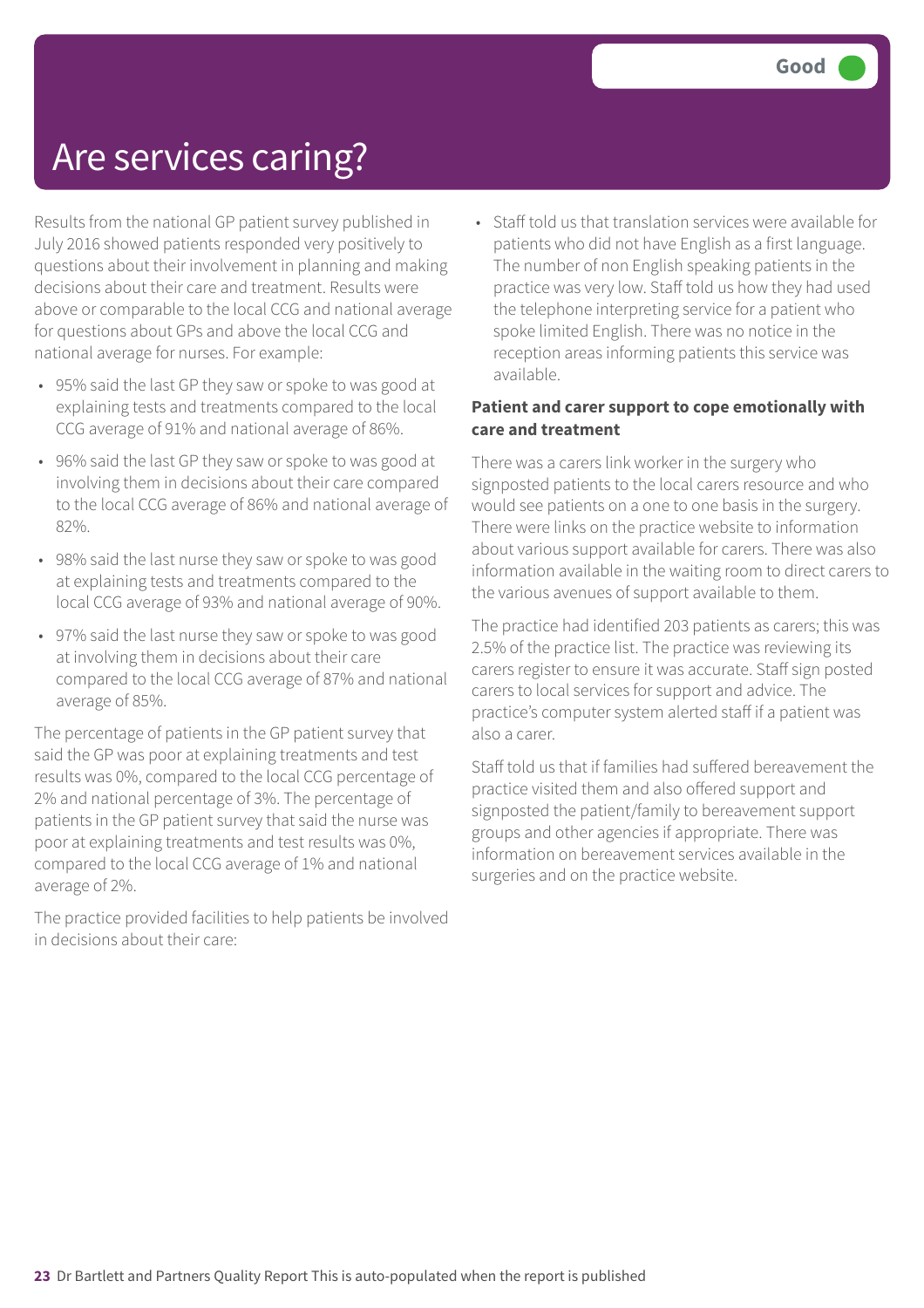# Are services caring?

Good

Results from the national GP patient survey published in July 2016 showed patients responded very positively to questions about their involvement in planning and making decisions about their care and treatment. Results were above or comparable to the local CCG and national average for questions about GPs and above the local CCG and national average for nurses. For example:

- 95% said the last GP they saw or spoke to was good at explaining tests and treatments compared to the local CCG average of 91% and national average of 86%.
- 96% said the last GP they saw or spoke to was good at involving them in decisions about their care compared to the local CCG average of 86% and national average of 82%.
- 98% said the last nurse they saw or spoke to was good at explaining tests and treatments compared to the local CCG average of 93% and national average of 90%.
- 97% said the last nurse they saw or spoke to was good at involving them in decisions about their care compared to the local CCG average of 87% and national average of 85%.

The percentage of patients in the GP patient survey that said the GP was poor at explaining treatments and test results was 0%, compared to the local CCG percentage of 2% and national percentage of 3%. The percentage of patients in the GP patient survey that said the nurse was poor at explaining treatments and test results was 0%, compared to the local CCG average of 1% and national average of 2%.

The practice provided facilities to help patients be involved in decisions about their care:

- Staff told us that translation services were available for patients who did not have English as a first language. The number of non English speaking patients in the practice was very low. Staff told us how they had used the telephone interpreting service for a patient who spoke limited English. There was no notice in the reception areas informing patients this service was available.

**Patient and carer support to cope emotionally with care and treatment**

There was a carers link worker in the surgery who signposted patients to the local carers resource and who would see patients on a one to one basis in the surgery. There were links on the practice website to information about various support available for carers. There was also information available in the waiting room to direct carers to the various avenues of support available to them.

The practice had identified 203 patients as carers; this was 2.5% of the practice list. The practice was reviewing its carers register to ensure it was accurate. Staff sign posted carers to local services for support and advice. The practice's computer system alerted staff if a patient was also a carer.

Staff told us that if families had suffered bereavement the practice visited them and also offered support and signposted the patient/family to bereavement support groups and other agencies if appropriate. There was information on bereavement services available in the surgeries and on the practice website.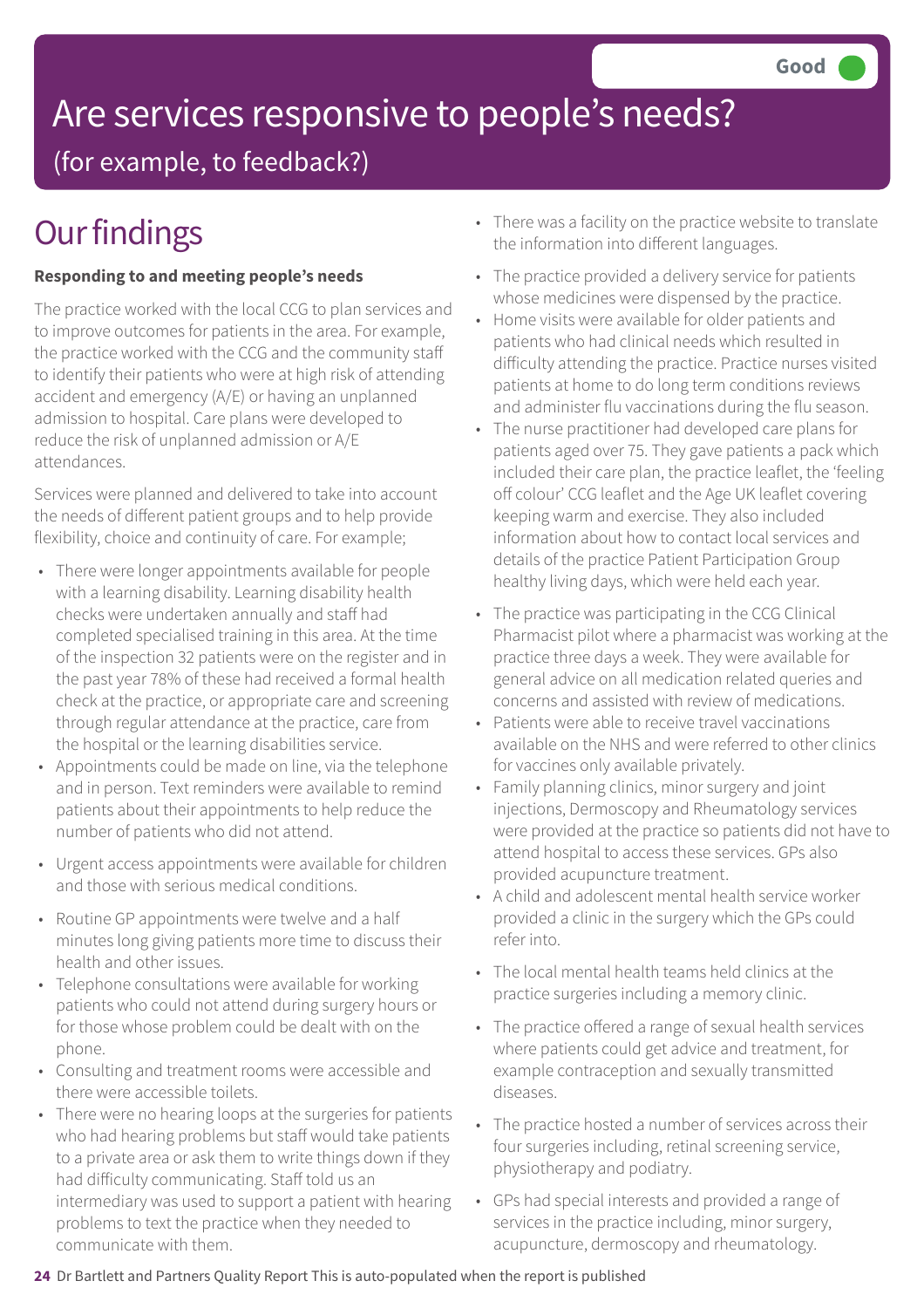Good

# Are services responsive to people's needs?

(for example, to feedback?)

## Our findings

**Responding to and meeting people's needs**

The practice worked with the local CCG to plan services and to improve outcomes for patients in the area. For example, the practice worked with the CCG and the community staff to identify their patients who were at high risk of attending accident and emergency (A/E) or having an unplanned admission to hospital. Care plans were developed to reduce the risk of unplanned admission or A/E attendances.

Services were planned and delivered to take into account the needs of different patient groups and to help provide flexibility, choice and continuity of care. For example;

- There were longer appointments available for people with a learning disability. Learning disability health checks were undertaken annually and staff had completed specialised training in this area. At the time of the inspection 32 patients were on the register and in the past year 78% of these had received a formal health check at the practice, or appropriate care and screening through regular attendance at the practice, care from the hospital or the learning disabilities service.
- Appointments could be made on line, via the telephone and in person. Text reminders were available to remind patients about their appointments to help reduce the number of patients who did not attend.
- Urgent access appointments were available for children and those with serious medical conditions.
- Routine GP appointments were twelve and a half minutes long giving patients more time to discuss their health and other issues.
- Telephone consultations were available for working patients who could not attend during surgery hours or for those whose problem could be dealt with on the phone.
- Consulting and treatment rooms were accessible and there were accessible toilets.
- There were no hearing loops at the surgeries for patients who had hearing problems but staff would take patients to a private area or ask them to write things down if they had difficulty communicating. Staff told us an intermediary was used to support a patient with hearing problems to text the practice when they needed to communicate with them.
- There was a facility on the practice website to translate the information into different languages.
- The practice provided a delivery service for patients whose medicines were dispensed by the practice.
- Home visits were available for older patients and patients who had clinical needs which resulted in difficulty attending the practice. Practice nurses visited patients at home to do long term conditions reviews and administer flu vaccinations during the flu season.
- The nurse practitioner had developed care plans for patients aged over 75. They gave patients a pack which included their care plan, the practice leaflet, the 'feeling off colour' CCG leaflet and the Age UK leaflet covering keeping warm and exercise. They also included information about how to contact local services and details of the practice Patient Participation Group healthy living days, which were held each year.
- The practice was participating in the CCG Clinical Pharmacist pilot where a pharmacist was working at the practice three days a week. They were available for general advice on all medication related queries and concerns and assisted with review of medications.
- Patients were able to receive travel vaccinations available on the NHS and were referred to other clinics for vaccines only available privately.
- Family planning clinics, minor surgery and joint injections, Dermoscopy and Rheumatology services were provided at the practice so patients did not have to attend hospital to access these services. GPs also provided acupuncture treatment.
- A child and adolescent mental health service worker provided a clinic in the surgery which the GPs could refer into.
- The local mental health teams held clinics at the practice surgeries including a memory clinic.
- The practice offered a range of sexual health services where patients could get advice and treatment, for example contraception and sexually transmitted diseases.
- The practice hosted a number of services across their four surgeries including, retinal screening service, physiotherapy and podiatry.
- GPs had special interests and provided a range of services in the practice including, minor surgery, acupuncture, dermoscopy and rheumatology.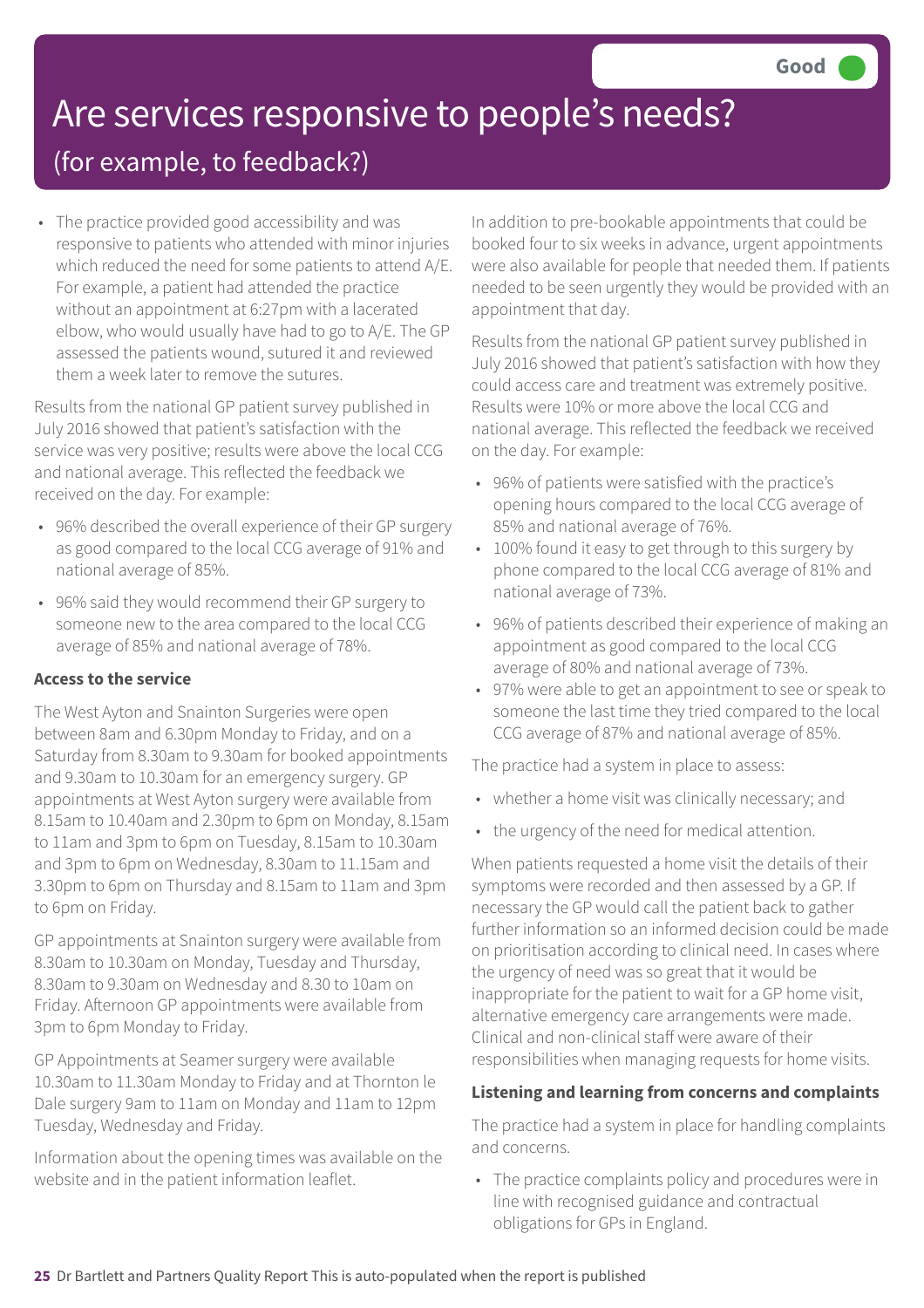Good

# Are services responsive to people's needs?

## (for example, to feedback?)

- The practice provided good accessibility and was responsive to patients who attended with minor injuries which reduced the need for some patients to attend A/E. For example, a patient had attended the practice without an appointment at 6:27pm with a lacerated elbow, who would usually have had to go to A/E. The GP assessed the patients wound, sutured it and reviewed them a week later to remove the sutures.

Results from the national GP patient survey published in July 2016 showed that patient's satisfaction with the service was very positive; results were above the local CCG and national average. This reflected the feedback we received on the day. For example:

- 96% described the overall experience of their GP surgery as good compared to the local CCG average of 91% and national average of 85%.
- 96% said they would recommend their GP surgery to someone new to the area compared to the local CCG average of 85% and national average of 78%.

**Access to the service**

The West Ayton and Snainton Surgeries were open between 8am and 6.30pm Monday to Friday, and on a Saturday from 8.30am to 9.30am for booked appointments and 9.30am to 10.30am for an emergency surgery. GP appointments at West Ayton surgery were available from 8.15am to 10.40am and 2.30pm to 6pm on Monday, 8.15am to 11am and 3pm to 6pm on Tuesday, 8.15am to 10.30am and 3pm to 6pm on Wednesday, 8.30am to 11.15am and 3.30pm to 6pm on Thursday and 8.15am to 11am and 3pm to 6pm on Friday.

GP appointments at Snainton surgery were available from 8.30am to 10.30am on Monday, Tuesday and Thursday, 8.30am to 9.30am on Wednesday and 8.30 to 10am on Friday. Afternoon GP appointments were available from 3pm to 6pm Monday to Friday.

GP Appointments at Seamer surgery were available 10.30am to 11.30am Monday to Friday and at Thornton le Dale surgery 9am to 11am on Monday and 11am to 12pm Tuesday, Wednesday and Friday.

Information about the opening times was available on the website and in the patient information leaflet.

In addition to pre-bookable appointments that could be booked four to six weeks in advance, urgent appointments were also available for people that needed them. If patients needed to be seen urgently they would be provided with an appointment that day.

Results from the national GP patient survey published in July 2016 showed that patient's satisfaction with how they could access care and treatment was extremely positive. Results were 10% or more above the local CCG and national average. This reflected the feedback we received on the day. For example:

- 96% of patients were satisfied with the practice's opening hours compared to the local CCG average of 85% and national average of 76%.
- 100% found it easy to get through to this surgery by phone compared to the local CCG average of 81% and national average of 73%.
- 96% of patients described their experience of making an appointment as good compared to the local CCG average of 80% and national average of 73%.
- 97% were able to get an appointment to see or speak to someone the last time they tried compared to the local CCG average of 87% and national average of 85%.

The practice had a system in place to assess:

- whether a home visit was clinically necessary; and
- the urgency of the need for medical attention.

When patients requested a home visit the details of their symptoms were recorded and then assessed by a GP. If necessary the GP would call the patient back to gather further information so an informed decision could be made on prioritisation according to clinical need. In cases where the urgency of need was so great that it would be inappropriate for the patient to wait for a GP home visit, alternative emergency care arrangements were made. Clinical and non-clinical staff were aware of their responsibilities when managing requests for home visits.

**Listening and learning from concerns and complaints**

The practice had a system in place for handling complaints and concerns.

- The practice complaints policy and procedures were in line with recognised guidance and contractual obligations for GPs in England.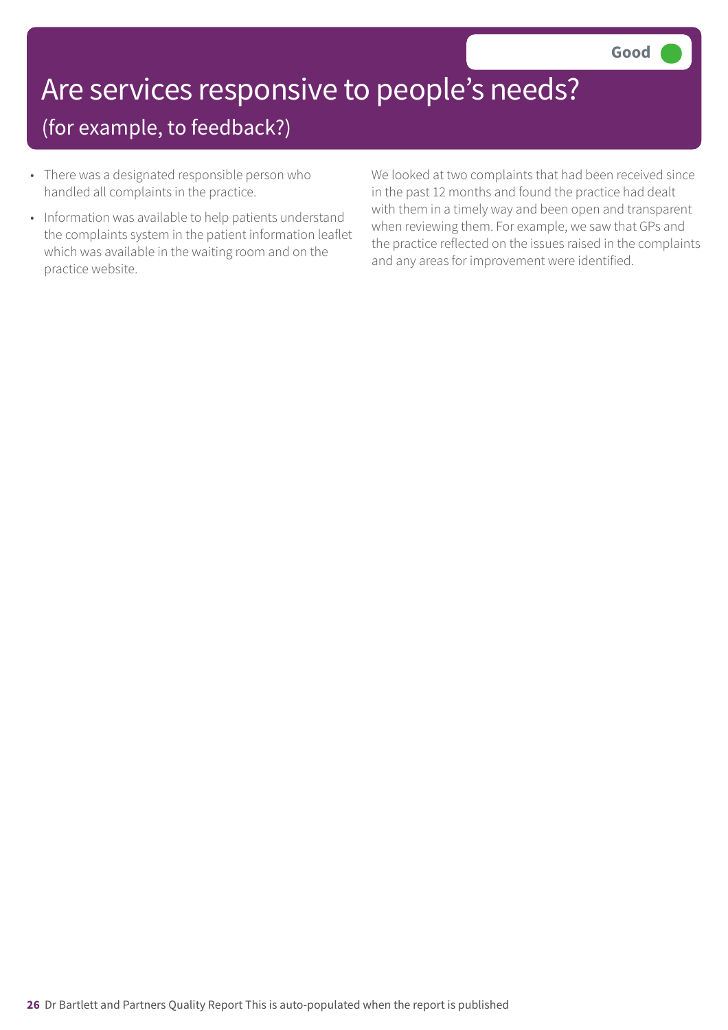Good

# Are services responsive to people's needs?

## (for example, to feedback?)

- There was a designated responsible person who handled all complaints in the practice.
- Information was available to help patients understand the complaints system in the patient information leaflet which was available in the waiting room and on the practice website.

We looked at two complaints that had been received since in the past 12 months and found the practice had dealt with them in a timely way and been open and transparent when reviewing them. For example, we saw that GPs and the practice reflected on the issues raised in the complaints and any areas for improvement were identified.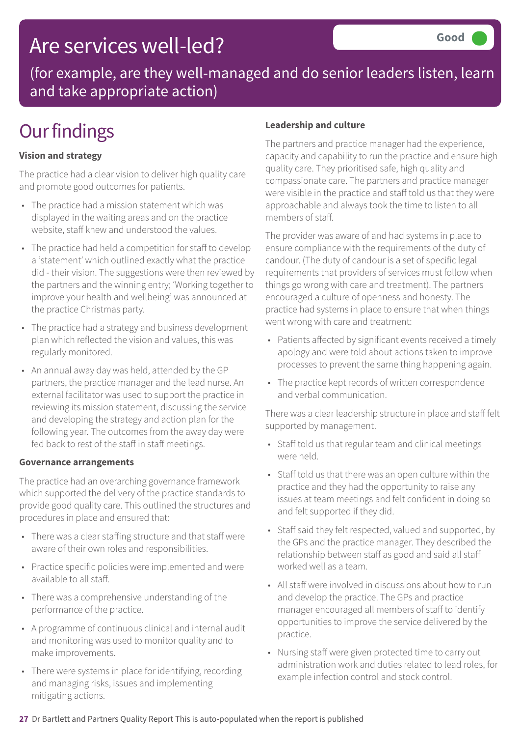# Are services well-led?

Good

(for example, are they well-managed and do senior leaders listen, learn and take appropriate action)

## Our findings

### Vision and strategy

The practice had a clear vision to deliver high quality care and promote good outcomes for patients.

- The practice had a mission statement which was displayed in the waiting areas and on the practice website, staff knew and understood the values.
- The practice had held a competition for staff to develop a 'statement' which outlined exactly what the practice did - their vision. The suggestions were then reviewed by the partners and the winning entry; 'Working together to improve your health and wellbeing' was announced at the practice Christmas party.
- The practice had a strategy and business development plan which reflected the vision and values, this was regularly monitored.
- An annual away day was held, attended by the GP partners, the practice manager and the lead nurse. An external facilitator was used to support the practice in reviewing its mission statement, discussing the service and developing the strategy and action plan for the following year. The outcomes from the away day were fed back to rest of the staff in staff meetings.

### Governance arrangements

The practice had an overarching governance framework which supported the delivery of the practice standards to provide good quality care. This outlined the structures and procedures in place and ensured that:

- There was a clear staffing structure and that staff were aware of their own roles and responsibilities.
- Practice specific policies were implemented and were available to all staff.
- There was a comprehensive understanding of the performance of the practice.
- A programme of continuous clinical and internal audit and monitoring was used to monitor quality and to make improvements.
- There were systems in place for identifying, recording and managing risks, issues and implementing mitigating actions.

### Leadership and culture

The partners and practice manager had the experience, capacity and capability to run the practice and ensure high quality care. They prioritised safe, high quality and compassionate care. The partners and practice manager were visible in the practice and staff told us that they were approachable and always took the time to listen to all members of staff.

The provider was aware of and had systems in place to ensure compliance with the requirements of the duty of candour. (The duty of candour is a set of specific legal requirements that providers of services must follow when things go wrong with care and treatment). The partners encouraged a culture of openness and honesty. The practice had systems in place to ensure that when things went wrong with care and treatment:

- Patients affected by significant events received a timely apology and were told about actions taken to improve processes to prevent the same thing happening again.
- The practice kept records of written correspondence and verbal communication.

There was a clear leadership structure in place and staff felt supported by management.

- Staff told us that regular team and clinical meetings were held.
- Staff told us that there was an open culture within the practice and they had the opportunity to raise any issues at team meetings and felt confident in doing so and felt supported if they did.
- Staff said they felt respected, valued and supported, by the GPs and the practice manager. They described the relationship between staff as good and said all staff worked well as a team.
- All staff were involved in discussions about how to run and develop the practice. The GPs and practice manager encouraged all members of staff to identify opportunities to improve the service delivered by the practice.
- Nursing staff were given protected time to carry out administration work and duties related to lead roles, for example infection control and stock control.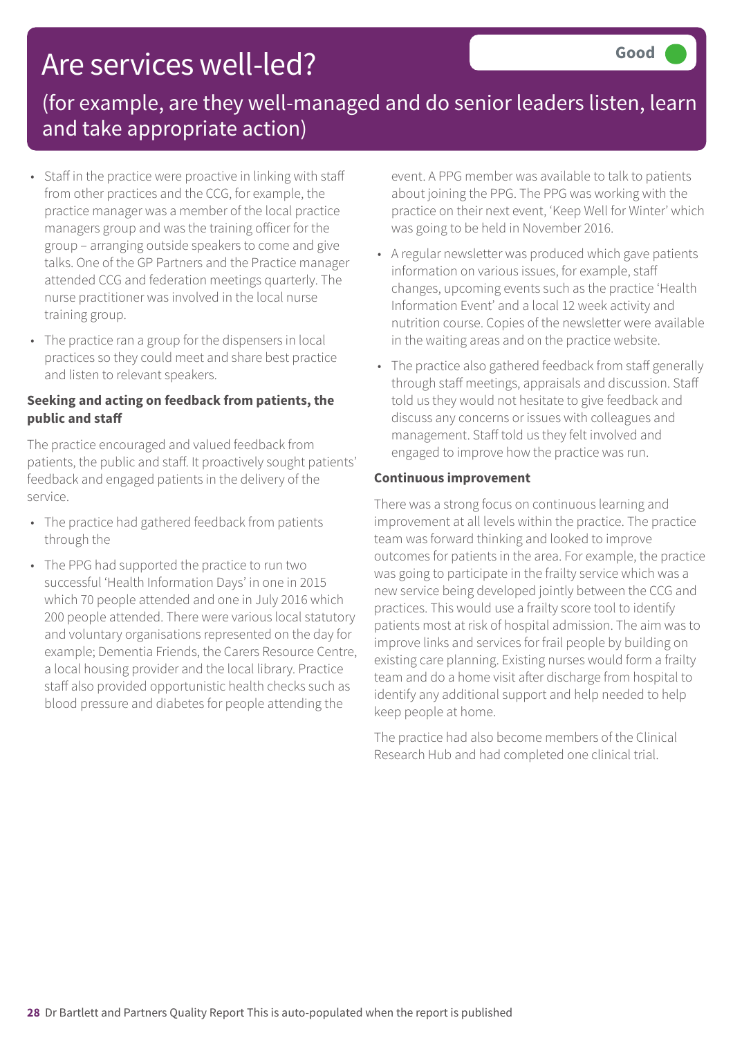# Are services well-led?

Good

(for example, are they well-managed and do senior leaders listen, learn and take appropriate action)

- Staff in the practice were proactive in linking with staff from other practices and the CCG, for example, the practice manager was a member of the local practice managers group and was the training officer for the group – arranging outside speakers to come and give talks. One of the GP Partners and the Practice manager attended CCG and federation meetings quarterly. The nurse practitioner was involved in the local nurse training group.
- The practice ran a group for the dispensers in local practices so they could meet and share best practice and listen to relevant speakers.

**Seeking and acting on feedback from patients, the public and staff**

The practice encouraged and valued feedback from patients, the public and staff. It proactively sought patients' feedback and engaged patients in the delivery of the service.

- The practice had gathered feedback from patients through the
- The PPG had supported the practice to run two successful 'Health Information Days' in one in 2015 which 70 people attended and one in July 2016 which 200 people attended. There were various local statutory and voluntary organisations represented on the day for example; Dementia Friends, the Carers Resource Centre, a local housing provider and the local library. Practice staff also provided opportunistic health checks such as blood pressure and diabetes for people attending the event. A PPG member was available to talk to patients about joining the PPG. The PPG was working with the practice on their next event, 'Keep Well for Winter' which was going to be held in November 2016.
- A regular newsletter was produced which gave patients information on various issues, for example, staff changes, upcoming events such as the practice 'Health Information Event' and a local 12 week activity and nutrition course. Copies of the newsletter were available in the waiting areas and on the practice website.
- The practice also gathered feedback from staff generally through staff meetings, appraisals and discussion. Staff told us they would not hesitate to give feedback and discuss any concerns or issues with colleagues and management. Staff told us they felt involved and engaged to improve how the practice was run.

**Continuous improvement**

There was a strong focus on continuous learning and improvement at all levels within the practice. The practice team was forward thinking and looked to improve outcomes for patients in the area. For example, the practice was going to participate in the frailty service which was a new service being developed jointly between the CCG and practices. This would use a frailty score tool to identify patients most at risk of hospital admission. The aim was to improve links and services for frail people by building on existing care planning. Existing nurses would form a frailty team and do a home visit after discharge from hospital to identify any additional support and help needed to help keep people at home.

The practice had also become members of the Clinical Research Hub and had completed one clinical trial.